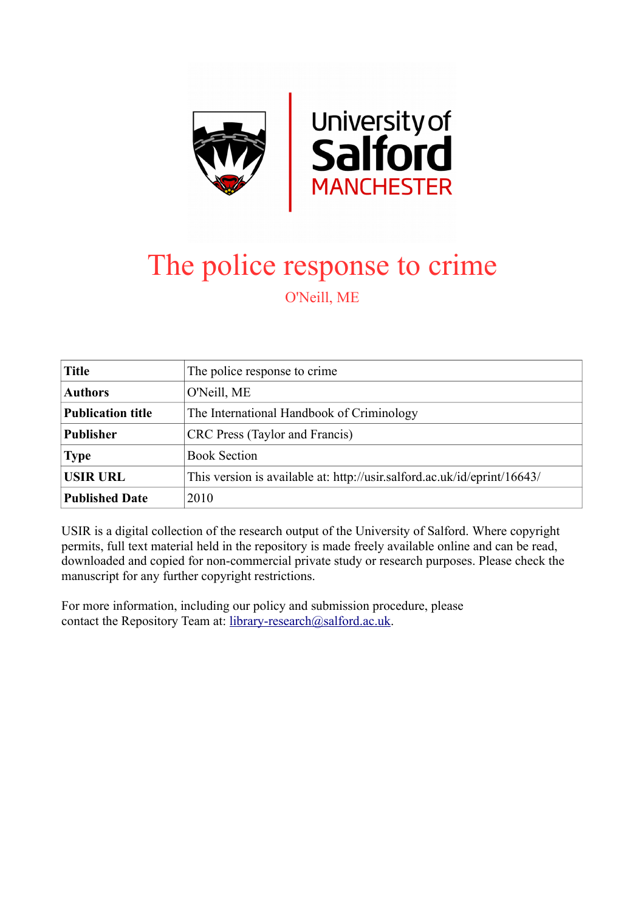# The police response to crime

O'Neill, ME

| Title | The police response to crime |
|---|---|
| Authors | O'Neill, ME |
| Publication title | The International Handbook of Criminology |
| Publisher | CRC Press (Taylor and Francis) |
| Type | Book Section |
| USIR URL | This version is available at: http://usir.salford.ac.uk/id/eprint/16643/ |
| Published Date | 2010 |

USIR is a digital collection of the research output of the University of Salford. Where copyright permits, full text material held in the repository is made freely available online and can be read, downloaded and copied for non-commercial private study or research purposes. Please check the manuscript for any further copyright restrictions.

For more information, including our policy and submission procedure, please contact the Repository Team at: library-research@salford.ac.uk.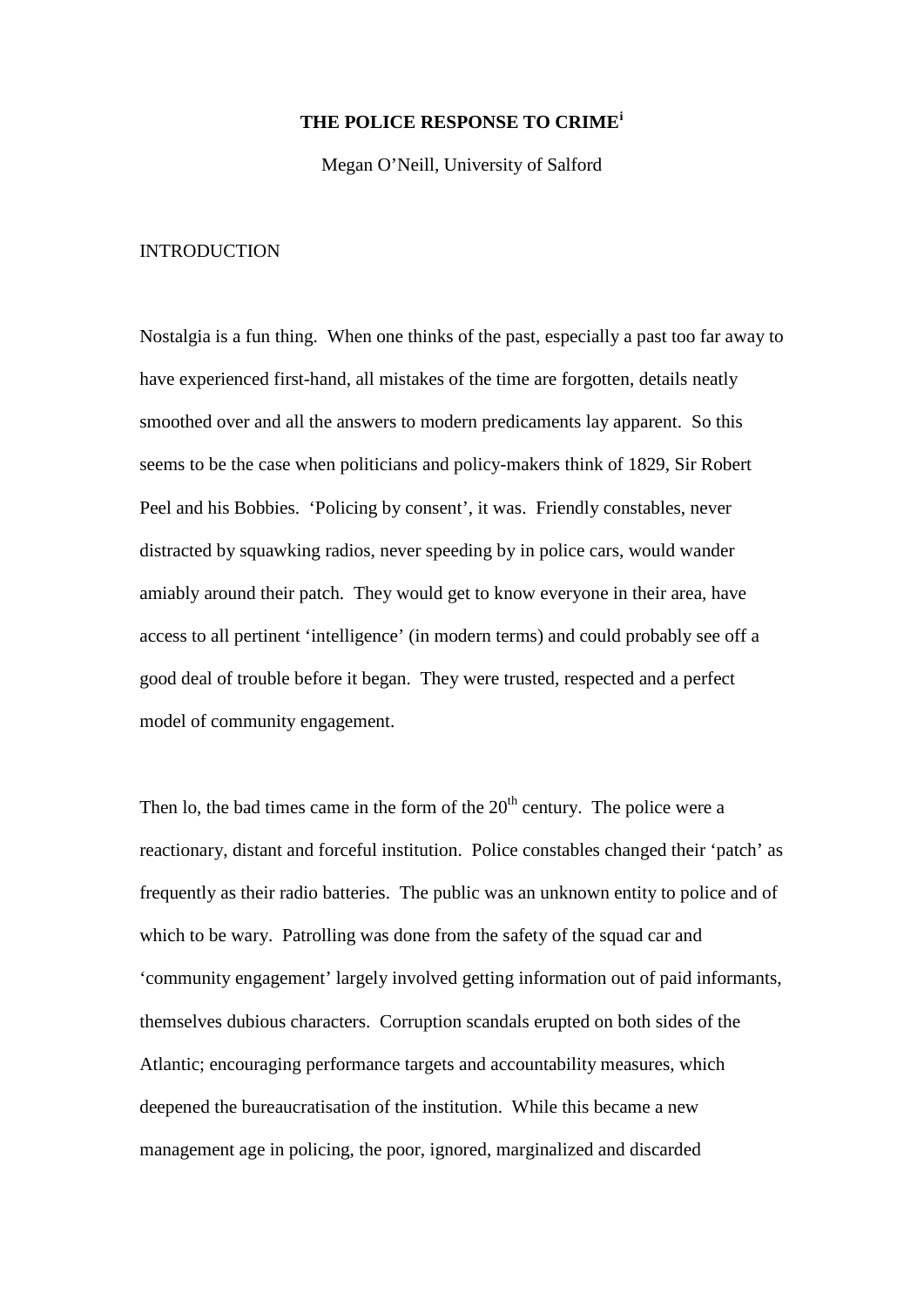# THE POLICE RESPONSE TO CRIME[i]

Megan O'Neill, University of Salford

## INTRODUCTION

Nostalgia is a fun thing. When one thinks of the past, especially a past too far away to have experienced first-hand, all mistakes of the time are forgotten, details neatly smoothed over and all the answers to modern predicaments lay apparent. So this seems to be the case when politicians and policy-makers think of 1829, Sir Robert Peel and his Bobbies. 'Policing by consent', it was. Friendly constables, never distracted by squawking radios, never speeding by in police cars, would wander amiably around their patch. They would get to know everyone in their area, have access to all pertinent 'intelligence' (in modern terms) and could probably see off a good deal of trouble before it began. They were trusted, respected and a perfect model of community engagement.

Then lo, the bad times came in the form of the 20th century. The police were a reactionary, distant and forceful institution. Police constables changed their 'patch' as frequently as their radio batteries. The public was an unknown entity to police and of which to be wary. Patrolling was done from the safety of the squad car and 'community engagement' largely involved getting information out of paid informants, themselves dubious characters. Corruption scandals erupted on both sides of the Atlantic; encouraging performance targets and accountability measures, which deepened the bureaucratisation of the institution. While this became a new management age in policing, the poor, ignored, marginalized and discarded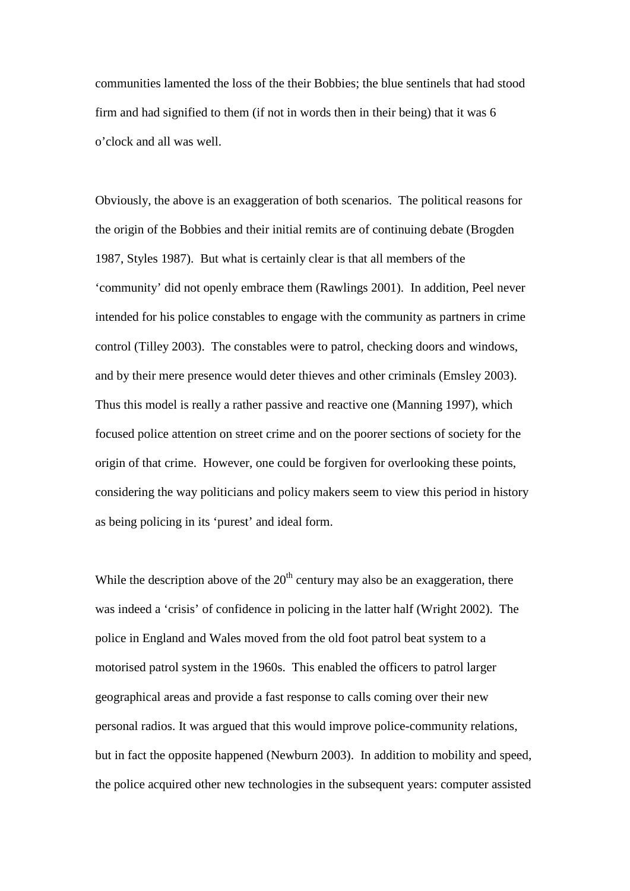communities lamented the loss of the their Bobbies; the blue sentinels that had stood firm and had signified to them (if not in words then in their being) that it was 6 o'clock and all was well.

Obviously, the above is an exaggeration of both scenarios. The political reasons for the origin of the Bobbies and their initial remits are of continuing debate (Brogden 1987, Styles 1987). But what is certainly clear is that all members of the 'community' did not openly embrace them (Rawlings 2001). In addition, Peel never intended for his police constables to engage with the community as partners in crime control (Tilley 2003). The constables were to patrol, checking doors and windows, and by their mere presence would deter thieves and other criminals (Emsley 2003). Thus this model is really a rather passive and reactive one (Manning 1997), which focused police attention on street crime and on the poorer sections of society for the origin of that crime. However, one could be forgiven for overlooking these points, considering the way politicians and policy makers seem to view this period in history as being policing in its 'purest' and ideal form.

While the description above of the 20th century may also be an exaggeration, there was indeed a 'crisis' of confidence in policing in the latter half (Wright 2002). The police in England and Wales moved from the old foot patrol beat system to a motorised patrol system in the 1960s. This enabled the officers to patrol larger geographical areas and provide a fast response to calls coming over their new personal radios. It was argued that this would improve police-community relations, but in fact the opposite happened (Newburn 2003). In addition to mobility and speed, the police acquired other new technologies in the subsequent years: computer assisted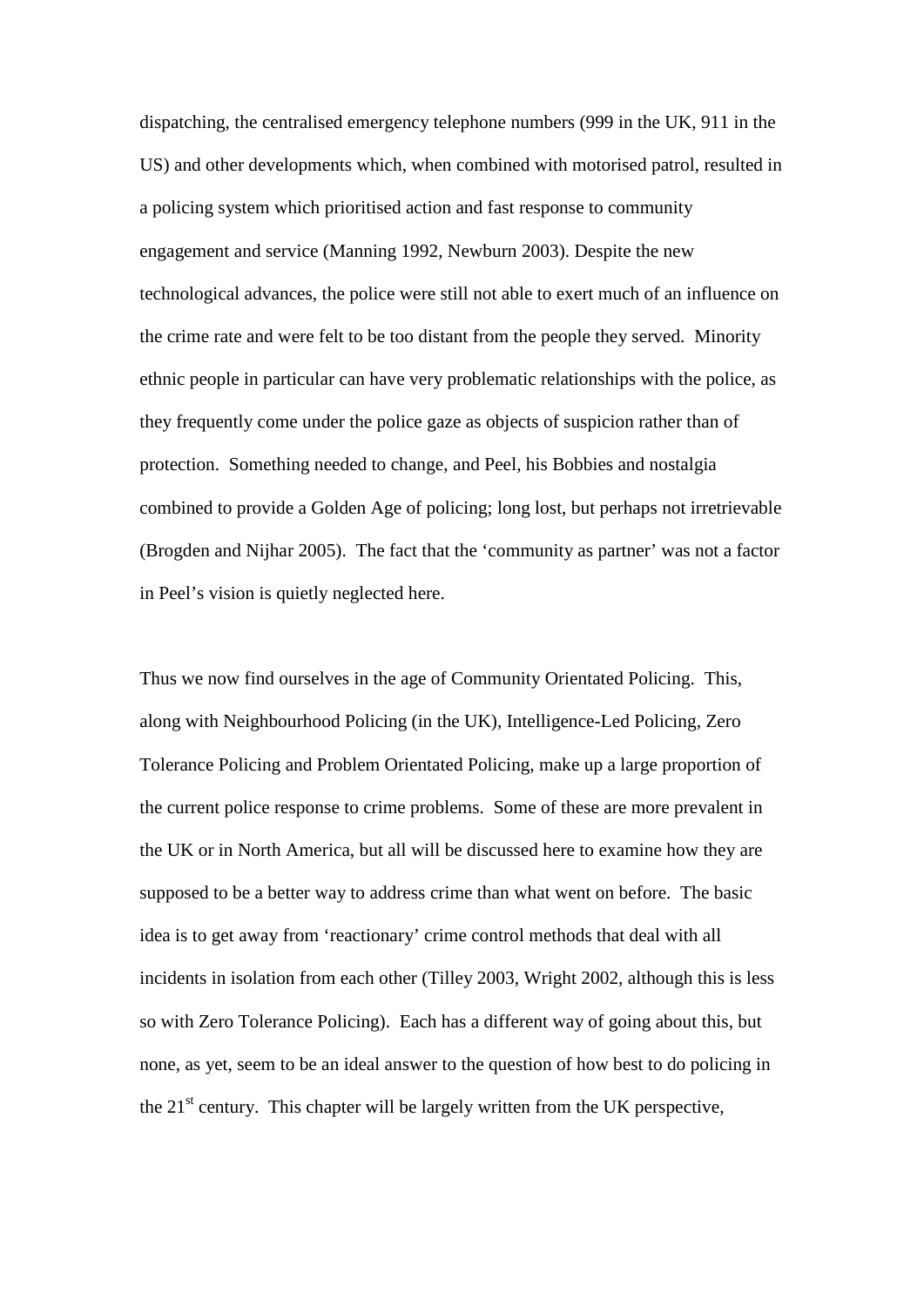dispatching, the centralised emergency telephone numbers (999 in the UK, 911 in the US) and other developments which, when combined with motorised patrol, resulted in a policing system which prioritised action and fast response to community engagement and service (Manning 1992, Newburn 2003). Despite the new technological advances, the police were still not able to exert much of an influence on the crime rate and were felt to be too distant from the people they served. Minority ethnic people in particular can have very problematic relationships with the police, as they frequently come under the police gaze as objects of suspicion rather than of protection. Something needed to change, and Peel, his Bobbies and nostalgia combined to provide a Golden Age of policing; long lost, but perhaps not irretrievable (Brogden and Nijhar 2005). The fact that the 'community as partner' was not a factor in Peel's vision is quietly neglected here.

Thus we now find ourselves in the age of Community Orientated Policing. This, along with Neighbourhood Policing (in the UK), Intelligence-Led Policing, Zero Tolerance Policing and Problem Orientated Policing, make up a large proportion of the current police response to crime problems. Some of these are more prevalent in the UK or in North America, but all will be discussed here to examine how they are supposed to be a better way to address crime than what went on before. The basic idea is to get away from 'reactionary' crime control methods that deal with all incidents in isolation from each other (Tilley 2003, Wright 2002, although this is less so with Zero Tolerance Policing). Each has a different way of going about this, but none, as yet, seem to be an ideal answer to the question of how best to do policing in the 21st century. This chapter will be largely written from the UK perspective,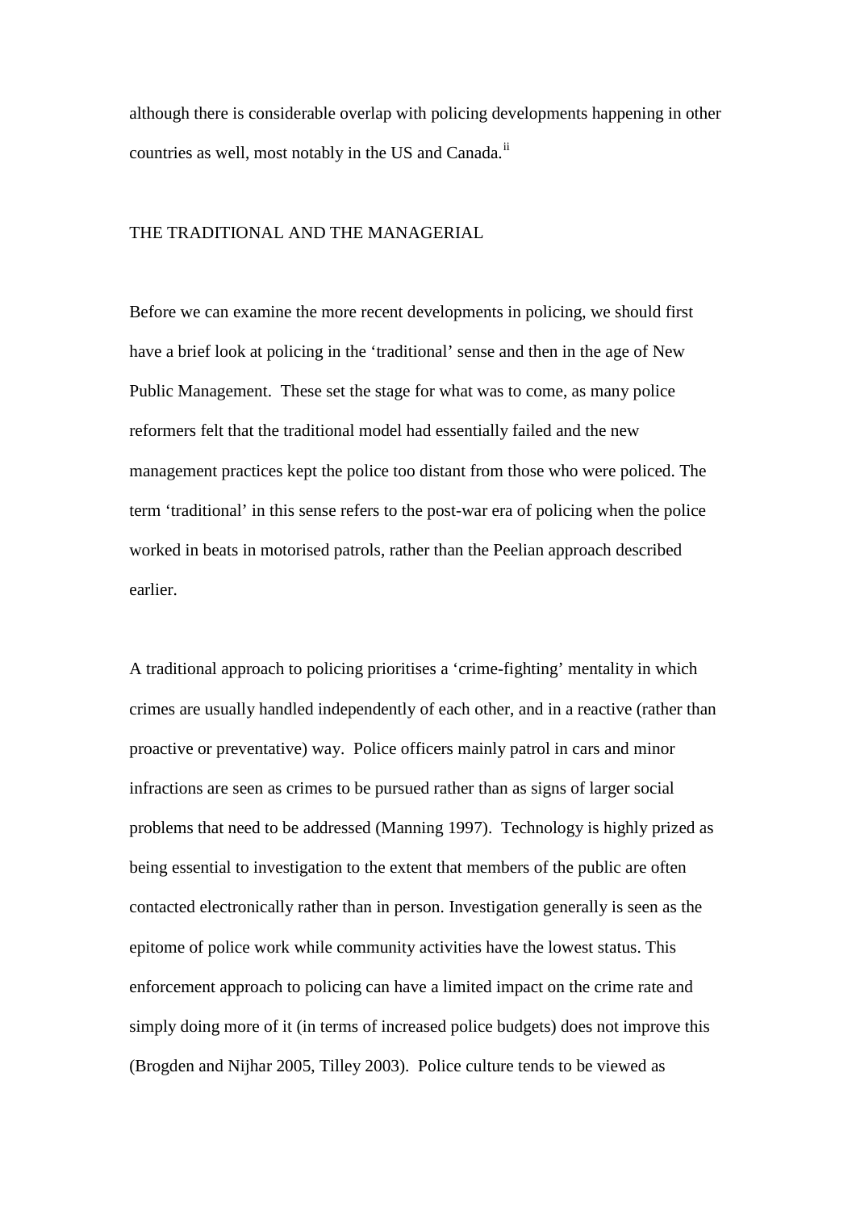although there is considerable overlap with policing developments happening in other countries as well, most notably in the US and Canada.[ii]

## THE TRADITIONAL AND THE MANAGERIAL

Before we can examine the more recent developments in policing, we should first have a brief look at policing in the 'traditional' sense and then in the age of New Public Management. These set the stage for what was to come, as many police reformers felt that the traditional model had essentially failed and the new management practices kept the police too distant from those who were policed. The term 'traditional' in this sense refers to the post-war era of policing when the police worked in beats in motorised patrols, rather than the Peelian approach described earlier.

A traditional approach to policing prioritises a 'crime-fighting' mentality in which crimes are usually handled independently of each other, and in a reactive (rather than proactive or preventative) way. Police officers mainly patrol in cars and minor infractions are seen as crimes to be pursued rather than as signs of larger social problems that need to be addressed (Manning 1997). Technology is highly prized as being essential to investigation to the extent that members of the public are often contacted electronically rather than in person. Investigation generally is seen as the epitome of police work while community activities have the lowest status. This enforcement approach to policing can have a limited impact on the crime rate and simply doing more of it (in terms of increased police budgets) does not improve this (Brogden and Nijhar 2005, Tilley 2003). Police culture tends to be viewed as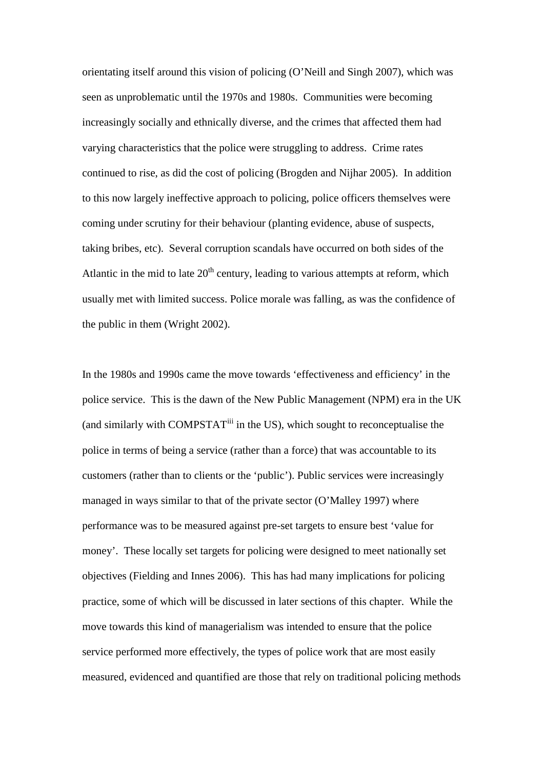orientating itself around this vision of policing (O'Neill and Singh 2007), which was seen as unproblematic until the 1970s and 1980s. Communities were becoming increasingly socially and ethnically diverse, and the crimes that affected them had varying characteristics that the police were struggling to address. Crime rates continued to rise, as did the cost of policing (Brogden and Nijhar 2005). In addition to this now largely ineffective approach to policing, police officers themselves were coming under scrutiny for their behaviour (planting evidence, abuse of suspects, taking bribes, etc). Several corruption scandals have occurred on both sides of the Atlantic in the mid to late 20th century, leading to various attempts at reform, which usually met with limited success. Police morale was falling, as was the confidence of the public in them (Wright 2002).

In the 1980s and 1990s came the move towards 'effectiveness and efficiency' in the police service. This is the dawn of the New Public Management (NPM) era in the UK (and similarly with COMPSTAT[iii] in the US), which sought to reconceptualise the police in terms of being a service (rather than a force) that was accountable to its customers (rather than to clients or the 'public'). Public services were increasingly managed in ways similar to that of the private sector (O'Malley 1997) where performance was to be measured against pre-set targets to ensure best 'value for money'. These locally set targets for policing were designed to meet nationally set objectives (Fielding and Innes 2006). This has had many implications for policing practice, some of which will be discussed in later sections of this chapter. While the move towards this kind of managerialism was intended to ensure that the police service performed more effectively, the types of police work that are most easily measured, evidenced and quantified are those that rely on traditional policing methods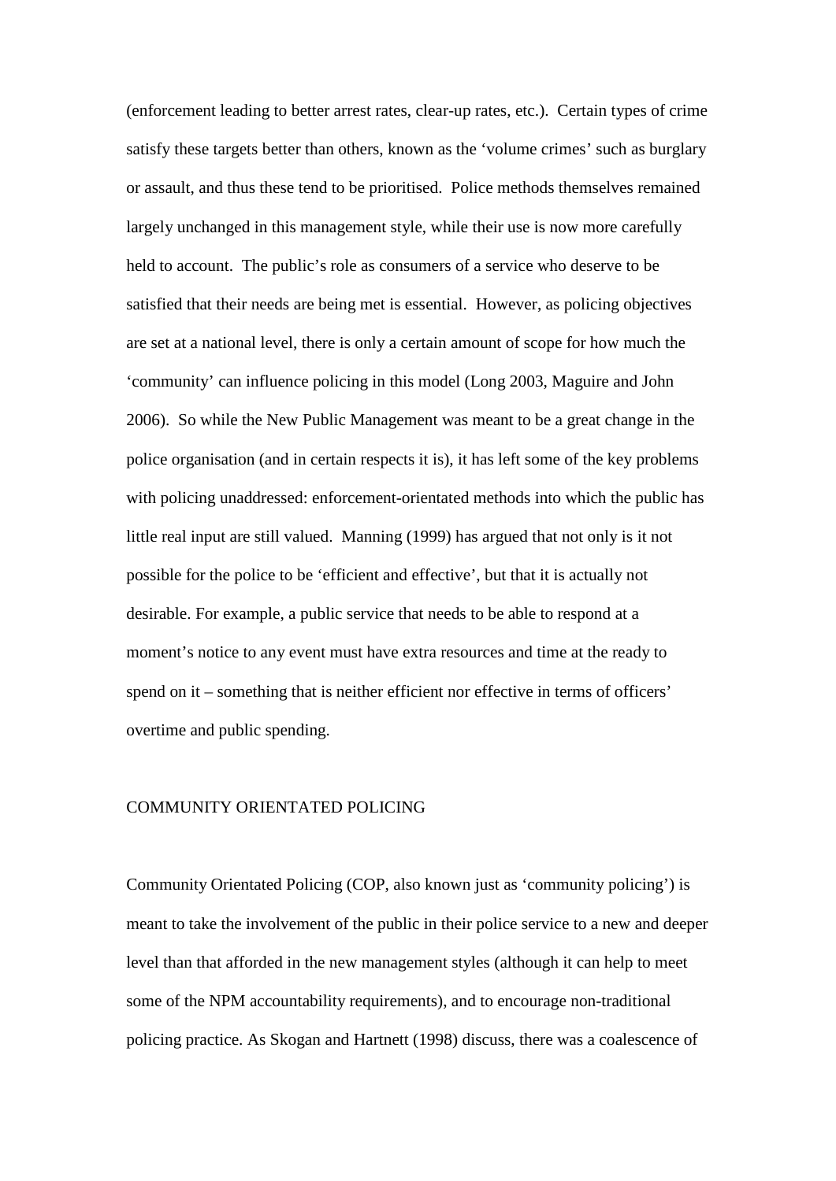(enforcement leading to better arrest rates, clear-up rates, etc.). Certain types of crime satisfy these targets better than others, known as the 'volume crimes' such as burglary or assault, and thus these tend to be prioritised. Police methods themselves remained largely unchanged in this management style, while their use is now more carefully held to account. The public's role as consumers of a service who deserve to be satisfied that their needs are being met is essential. However, as policing objectives are set at a national level, there is only a certain amount of scope for how much the 'community' can influence policing in this model (Long 2003, Maguire and John 2006). So while the New Public Management was meant to be a great change in the police organisation (and in certain respects it is), it has left some of the key problems with policing unaddressed: enforcement-orientated methods into which the public has little real input are still valued. Manning (1999) has argued that not only is it not possible for the police to be 'efficient and effective', but that it is actually not desirable. For example, a public service that needs to be able to respond at a moment's notice to any event must have extra resources and time at the ready to spend on it – something that is neither efficient nor effective in terms of officers' overtime and public spending.

## COMMUNITY ORIENTATED POLICING

Community Orientated Policing (COP, also known just as 'community policing') is meant to take the involvement of the public in their police service to a new and deeper level than that afforded in the new management styles (although it can help to meet some of the NPM accountability requirements), and to encourage non-traditional policing practice. As Skogan and Hartnett (1998) discuss, there was a coalescence of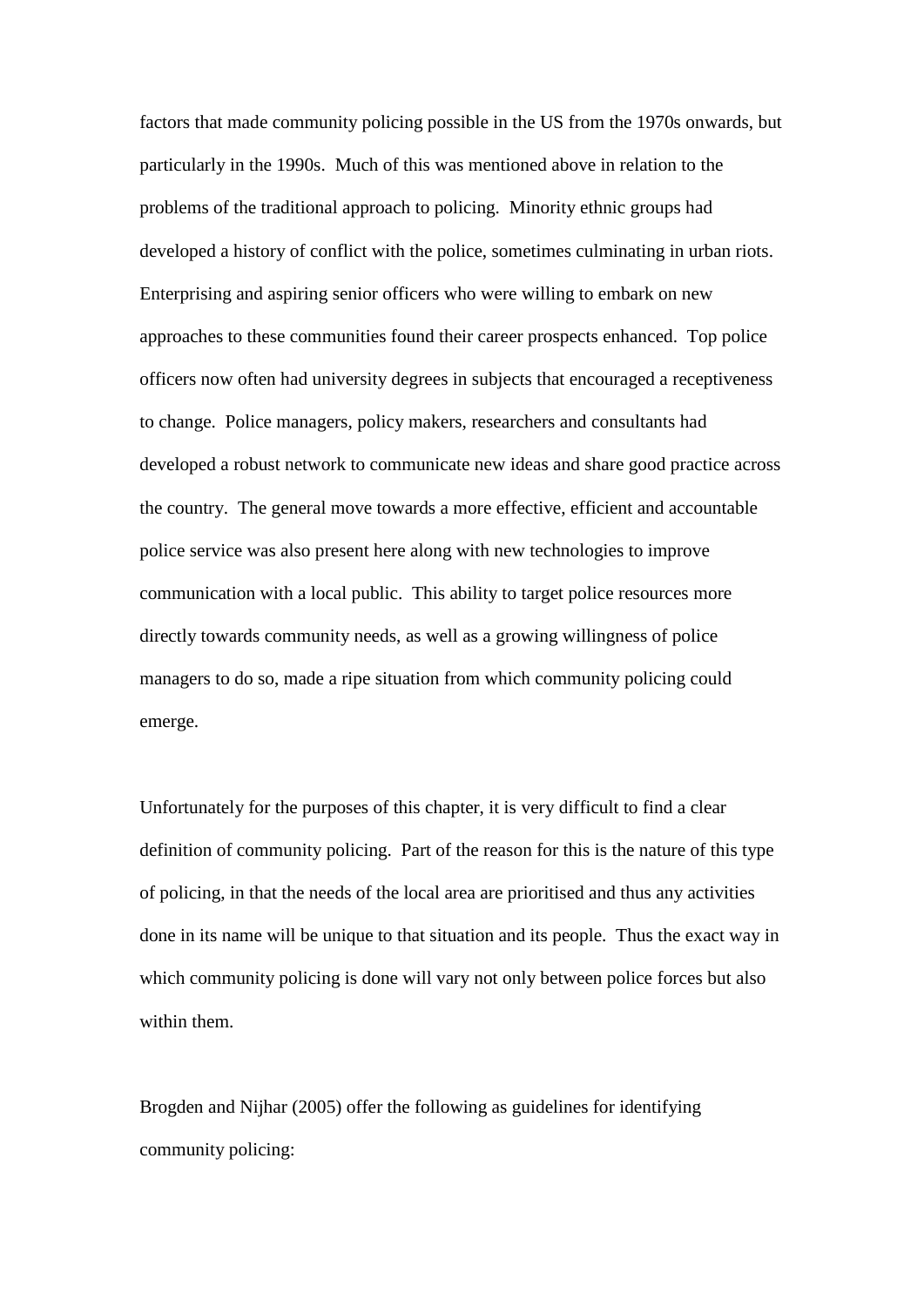factors that made community policing possible in the US from the 1970s onwards, but particularly in the 1990s.  Much of this was mentioned above in relation to the problems of the traditional approach to policing.  Minority ethnic groups had developed a history of conflict with the police, sometimes culminating in urban riots.  Enterprising and aspiring senior officers who were willing to embark on new approaches to these communities found their career prospects enhanced.  Top police officers now often had university degrees in subjects that encouraged a receptiveness to change.  Police managers, policy makers, researchers and consultants had developed a robust network to communicate new ideas and share good practice across the country.  The general move towards a more effective, efficient and accountable police service was also present here along with new technologies to improve communication with a local public.  This ability to target police resources more directly towards community needs, as well as a growing willingness of police managers to do so, made a ripe situation from which community policing could emerge.

Unfortunately for the purposes of this chapter, it is very difficult to find a clear definition of community policing.  Part of the reason for this is the nature of this type of policing, in that the needs of the local area are prioritised and thus any activities done in its name will be unique to that situation and its people.  Thus the exact way in which community policing is done will vary not only between police forces but also within them.

Brogden and Nijhar (2005) offer the following as guidelines for identifying community policing: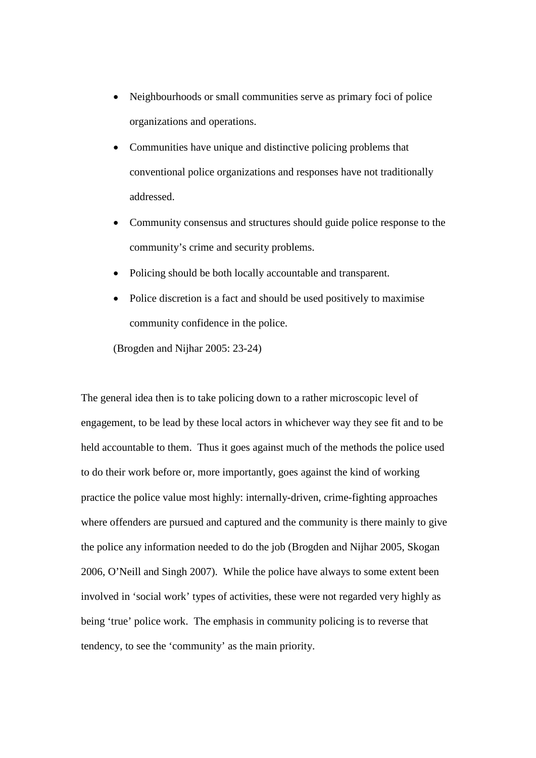- Neighbourhoods or small communities serve as primary foci of police organizations and operations.
- Communities have unique and distinctive policing problems that conventional police organizations and responses have not traditionally addressed.
- Community consensus and structures should guide police response to the community's crime and security problems.
- Policing should be both locally accountable and transparent.
- Police discretion is a fact and should be used positively to maximise community confidence in the police.

(Brogden and Nijhar 2005: 23-24)

The general idea then is to take policing down to a rather microscopic level of engagement, to be lead by these local actors in whichever way they see fit and to be held accountable to them. Thus it goes against much of the methods the police used to do their work before or, more importantly, goes against the kind of working practice the police value most highly: internally-driven, crime-fighting approaches where offenders are pursued and captured and the community is there mainly to give the police any information needed to do the job (Brogden and Nijhar 2005, Skogan 2006, O'Neill and Singh 2007). While the police have always to some extent been involved in 'social work' types of activities, these were not regarded very highly as being 'true' police work. The emphasis in community policing is to reverse that tendency, to see the 'community' as the main priority.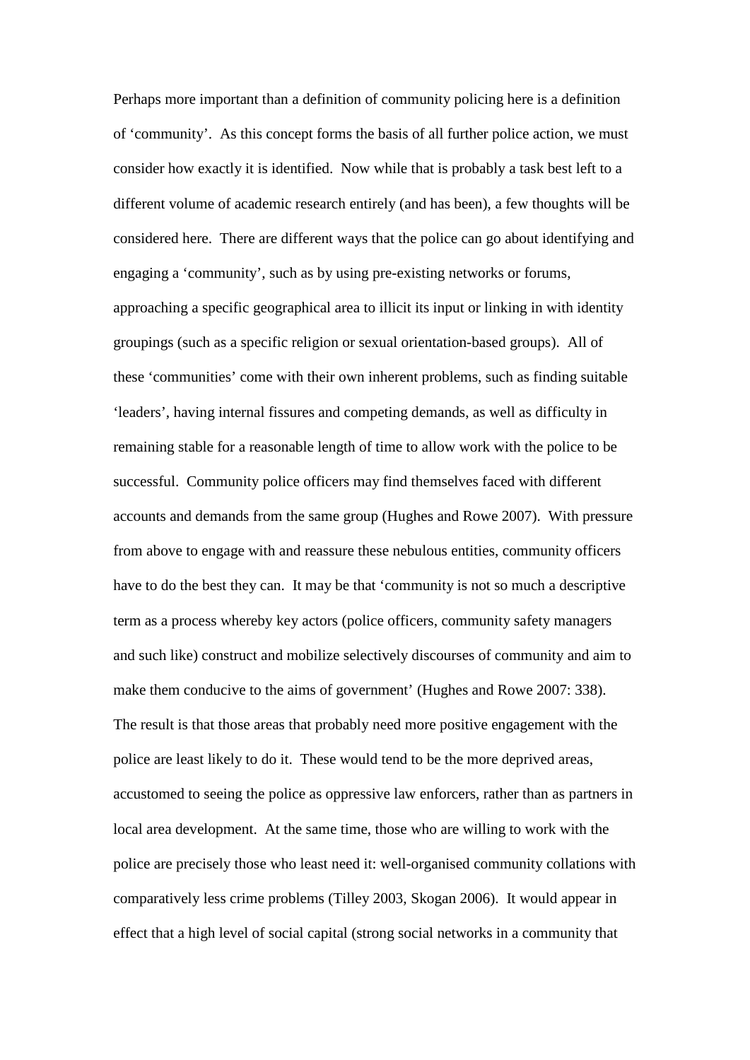Perhaps more important than a definition of community policing here is a definition of 'community'. As this concept forms the basis of all further police action, we must consider how exactly it is identified. Now while that is probably a task best left to a different volume of academic research entirely (and has been), a few thoughts will be considered here. There are different ways that the police can go about identifying and engaging a 'community', such as by using pre-existing networks or forums, approaching a specific geographical area to illicit its input or linking in with identity groupings (such as a specific religion or sexual orientation-based groups). All of these 'communities' come with their own inherent problems, such as finding suitable 'leaders', having internal fissures and competing demands, as well as difficulty in remaining stable for a reasonable length of time to allow work with the police to be successful. Community police officers may find themselves faced with different accounts and demands from the same group (Hughes and Rowe 2007). With pressure from above to engage with and reassure these nebulous entities, community officers have to do the best they can. It may be that 'community is not so much a descriptive term as a process whereby key actors (police officers, community safety managers and such like) construct and mobilize selectively discourses of community and aim to make them conducive to the aims of government' (Hughes and Rowe 2007: 338). The result is that those areas that probably need more positive engagement with the police are least likely to do it. These would tend to be the more deprived areas, accustomed to seeing the police as oppressive law enforcers, rather than as partners in local area development. At the same time, those who are willing to work with the police are precisely those who least need it: well-organised community collations with comparatively less crime problems (Tilley 2003, Skogan 2006). It would appear in effect that a high level of social capital (strong social networks in a community that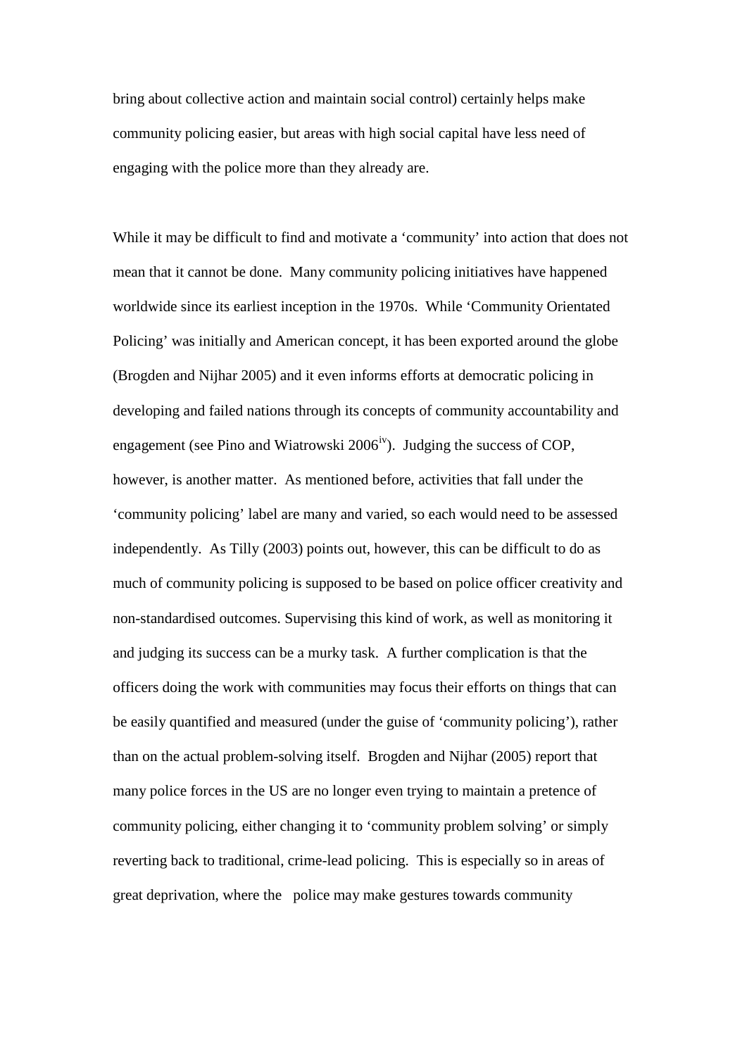bring about collective action and maintain social control) certainly helps make community policing easier, but areas with high social capital have less need of engaging with the police more than they already are.

While it may be difficult to find and motivate a 'community' into action that does not mean that it cannot be done. Many community policing initiatives have happened worldwide since its earliest inception in the 1970s. While 'Community Orientated Policing' was initially and American concept, it has been exported around the globe (Brogden and Nijhar 2005) and it even informs efforts at democratic policing in developing and failed nations through its concepts of community accountability and engagement (see Pino and Wiatrowski 2006[iv]). Judging the success of COP, however, is another matter. As mentioned before, activities that fall under the 'community policing' label are many and varied, so each would need to be assessed independently. As Tilly (2003) points out, however, this can be difficult to do as much of community policing is supposed to be based on police officer creativity and non-standardised outcomes. Supervising this kind of work, as well as monitoring it and judging its success can be a murky task. A further complication is that the officers doing the work with communities may focus their efforts on things that can be easily quantified and measured (under the guise of 'community policing'), rather than on the actual problem-solving itself. Brogden and Nijhar (2005) report that many police forces in the US are no longer even trying to maintain a pretence of community policing, either changing it to 'community problem solving' or simply reverting back to traditional, crime-lead policing. This is especially so in areas of great deprivation, where the police may make gestures towards community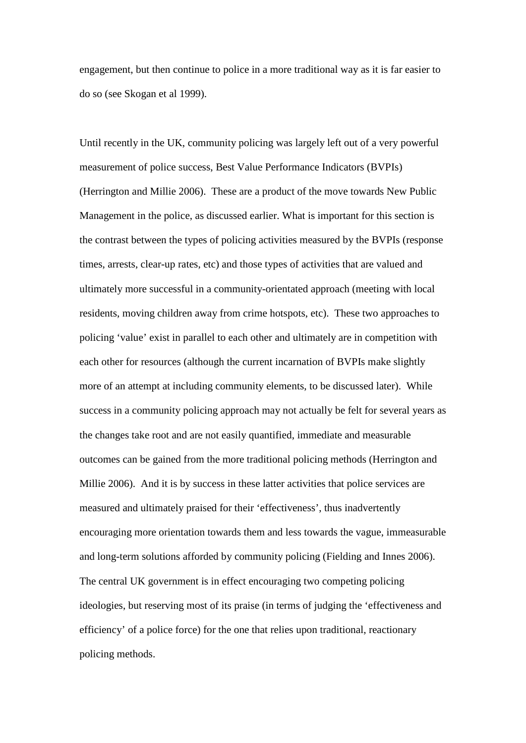engagement, but then continue to police in a more traditional way as it is far easier to do so (see Skogan et al 1999).

Until recently in the UK, community policing was largely left out of a very powerful measurement of police success, Best Value Performance Indicators (BVPIs) (Herrington and Millie 2006). These are a product of the move towards New Public Management in the police, as discussed earlier. What is important for this section is the contrast between the types of policing activities measured by the BVPIs (response times, arrests, clear-up rates, etc) and those types of activities that are valued and ultimately more successful in a community-orientated approach (meeting with local residents, moving children away from crime hotspots, etc). These two approaches to policing 'value' exist in parallel to each other and ultimately are in competition with each other for resources (although the current incarnation of BVPIs make slightly more of an attempt at including community elements, to be discussed later). While success in a community policing approach may not actually be felt for several years as the changes take root and are not easily quantified, immediate and measurable outcomes can be gained from the more traditional policing methods (Herrington and Millie 2006). And it is by success in these latter activities that police services are measured and ultimately praised for their 'effectiveness', thus inadvertently encouraging more orientation towards them and less towards the vague, immeasurable and long-term solutions afforded by community policing (Fielding and Innes 2006). The central UK government is in effect encouraging two competing policing ideologies, but reserving most of its praise (in terms of judging the 'effectiveness and efficiency' of a police force) for the one that relies upon traditional, reactionary policing methods.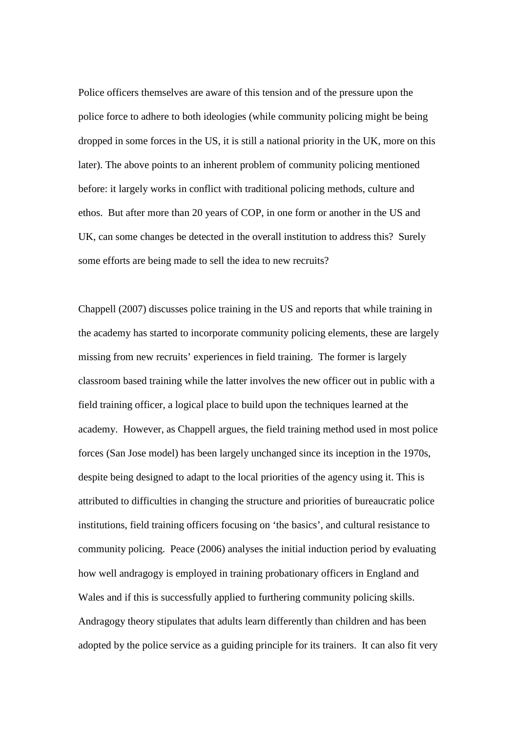Police officers themselves are aware of this tension and of the pressure upon the police force to adhere to both ideologies (while community policing might be being dropped in some forces in the US, it is still a national priority in the UK, more on this later). The above points to an inherent problem of community policing mentioned before: it largely works in conflict with traditional policing methods, culture and ethos. But after more than 20 years of COP, in one form or another in the US and UK, can some changes be detected in the overall institution to address this? Surely some efforts are being made to sell the idea to new recruits?

Chappell (2007) discusses police training in the US and reports that while training in the academy has started to incorporate community policing elements, these are largely missing from new recruits' experiences in field training. The former is largely classroom based training while the latter involves the new officer out in public with a field training officer, a logical place to build upon the techniques learned at the academy. However, as Chappell argues, the field training method used in most police forces (San Jose model) has been largely unchanged since its inception in the 1970s, despite being designed to adapt to the local priorities of the agency using it. This is attributed to difficulties in changing the structure and priorities of bureaucratic police institutions, field training officers focusing on 'the basics', and cultural resistance to community policing. Peace (2006) analyses the initial induction period by evaluating how well andragogy is employed in training probationary officers in England and Wales and if this is successfully applied to furthering community policing skills. Andragogy theory stipulates that adults learn differently than children and has been adopted by the police service as a guiding principle for its trainers. It can also fit very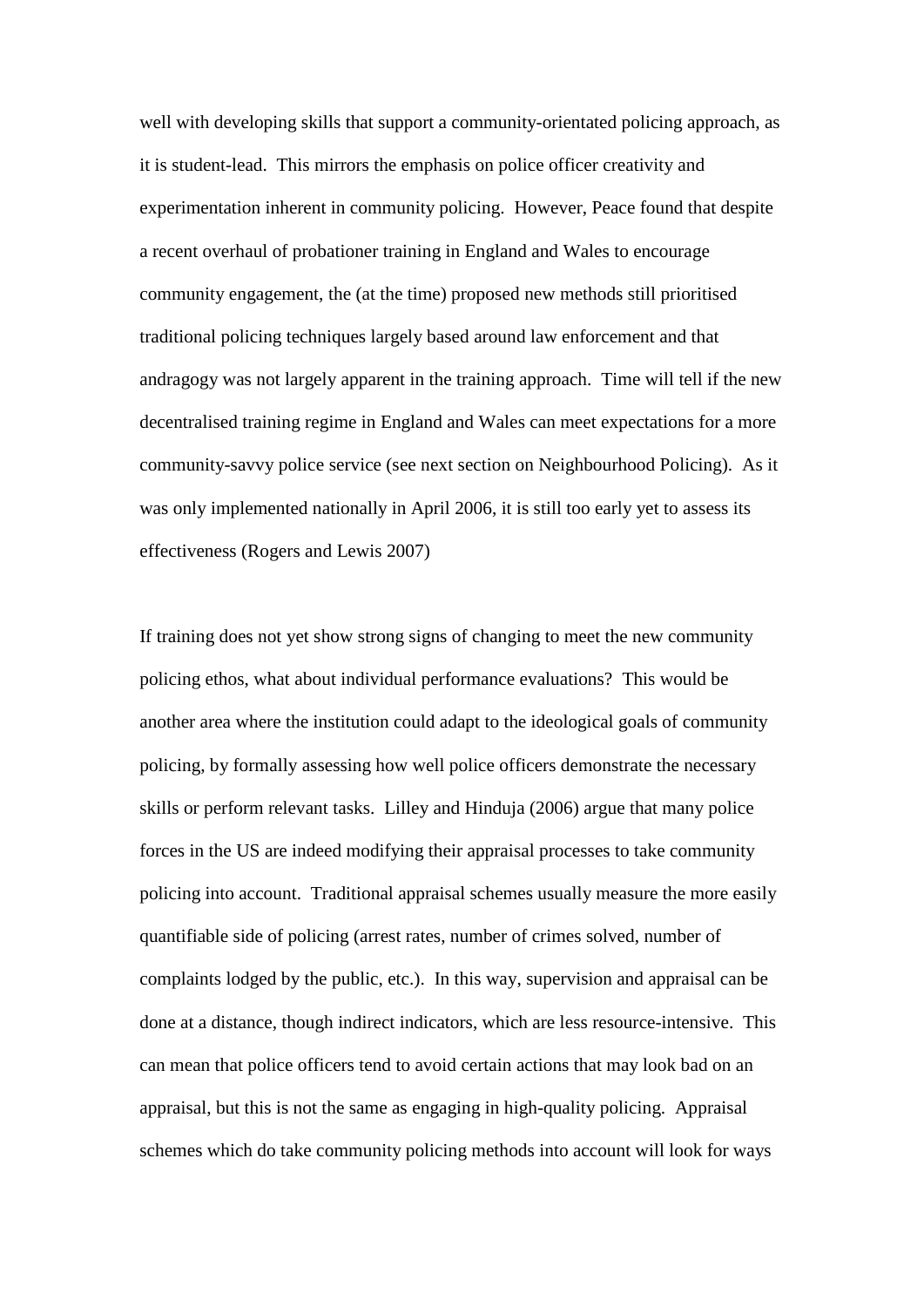well with developing skills that support a community-orientated policing approach, as it is student-lead. This mirrors the emphasis on police officer creativity and experimentation inherent in community policing. However, Peace found that despite a recent overhaul of probationer training in England and Wales to encourage community engagement, the (at the time) proposed new methods still prioritised traditional policing techniques largely based around law enforcement and that andragogy was not largely apparent in the training approach. Time will tell if the new decentralised training regime in England and Wales can meet expectations for a more community-savvy police service (see next section on Neighbourhood Policing). As it was only implemented nationally in April 2006, it is still too early yet to assess its effectiveness (Rogers and Lewis 2007)

If training does not yet show strong signs of changing to meet the new community policing ethos, what about individual performance evaluations? This would be another area where the institution could adapt to the ideological goals of community policing, by formally assessing how well police officers demonstrate the necessary skills or perform relevant tasks. Lilley and Hinduja (2006) argue that many police forces in the US are indeed modifying their appraisal processes to take community policing into account. Traditional appraisal schemes usually measure the more easily quantifiable side of policing (arrest rates, number of crimes solved, number of complaints lodged by the public, etc.). In this way, supervision and appraisal can be done at a distance, though indirect indicators, which are less resource-intensive. This can mean that police officers tend to avoid certain actions that may look bad on an appraisal, but this is not the same as engaging in high-quality policing. Appraisal schemes which do take community policing methods into account will look for ways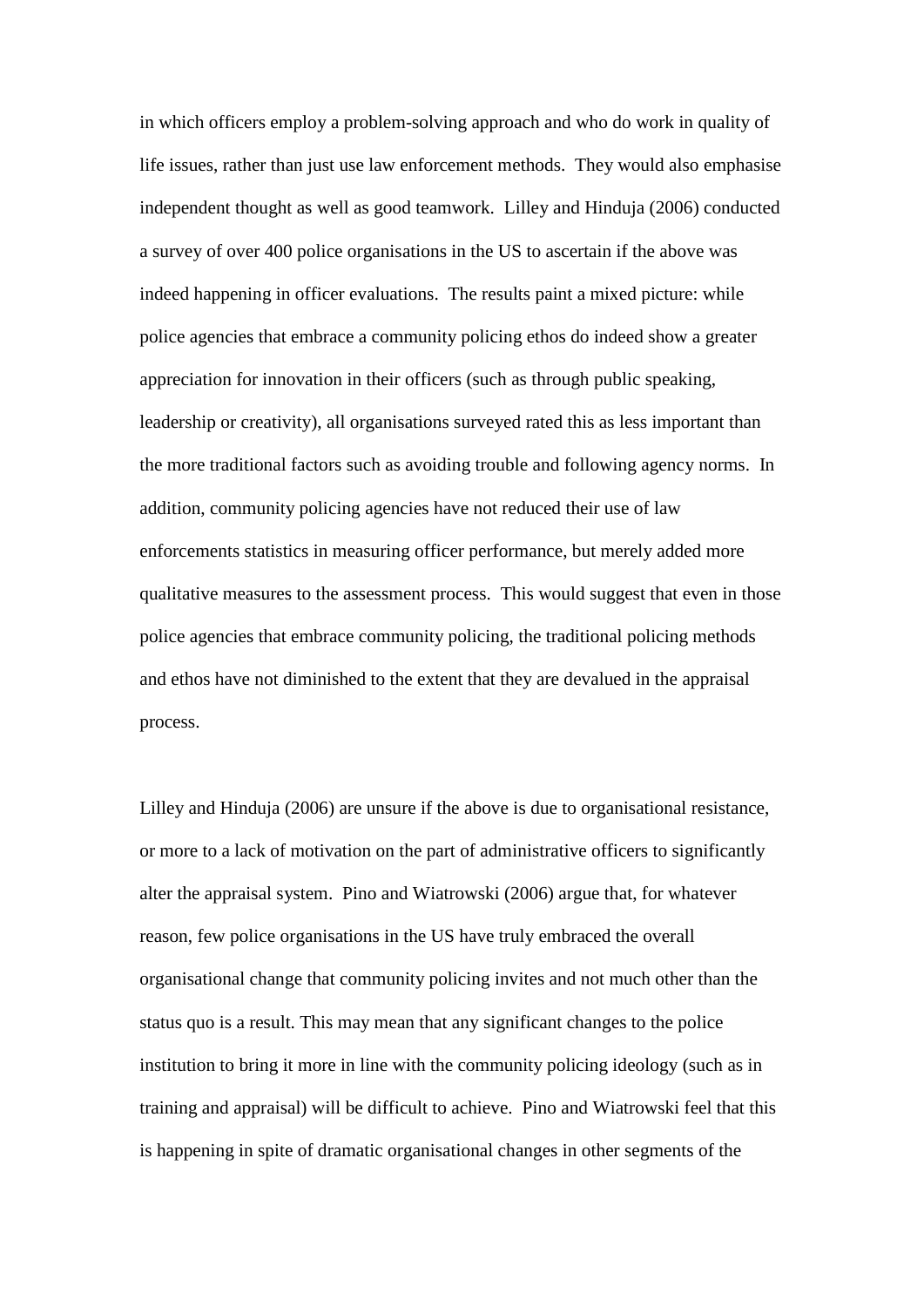in which officers employ a problem-solving approach and who do work in quality of life issues, rather than just use law enforcement methods. They would also emphasise independent thought as well as good teamwork. Lilley and Hinduja (2006) conducted a survey of over 400 police organisations in the US to ascertain if the above was indeed happening in officer evaluations. The results paint a mixed picture: while police agencies that embrace a community policing ethos do indeed show a greater appreciation for innovation in their officers (such as through public speaking, leadership or creativity), all organisations surveyed rated this as less important than the more traditional factors such as avoiding trouble and following agency norms. In addition, community policing agencies have not reduced their use of law enforcements statistics in measuring officer performance, but merely added more qualitative measures to the assessment process. This would suggest that even in those police agencies that embrace community policing, the traditional policing methods and ethos have not diminished to the extent that they are devalued in the appraisal process.

Lilley and Hinduja (2006) are unsure if the above is due to organisational resistance, or more to a lack of motivation on the part of administrative officers to significantly alter the appraisal system. Pino and Wiatrowski (2006) argue that, for whatever reason, few police organisations in the US have truly embraced the overall organisational change that community policing invites and not much other than the status quo is a result. This may mean that any significant changes to the police institution to bring it more in line with the community policing ideology (such as in training and appraisal) will be difficult to achieve. Pino and Wiatrowski feel that this is happening in spite of dramatic organisational changes in other segments of the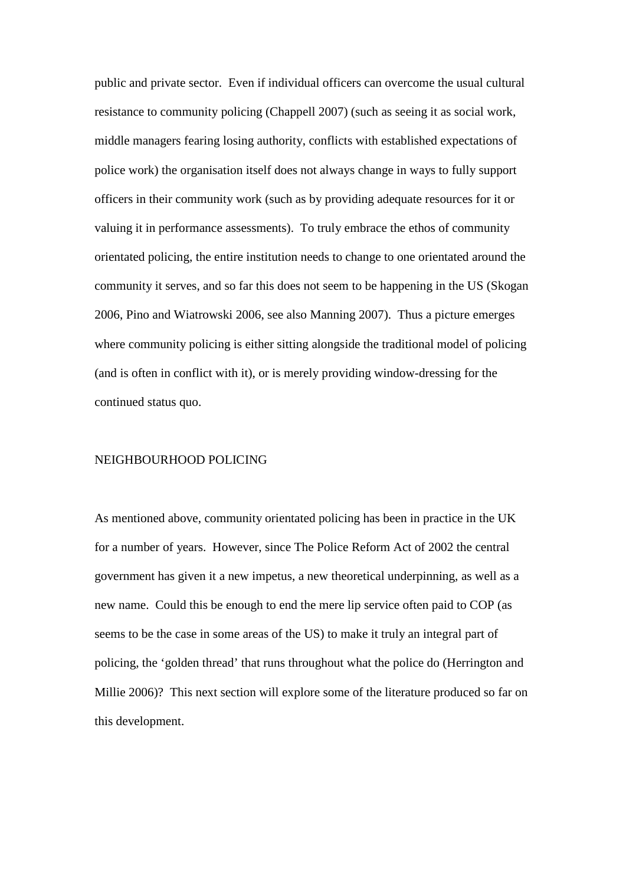public and private sector. Even if individual officers can overcome the usual cultural resistance to community policing (Chappell 2007) (such as seeing it as social work, middle managers fearing losing authority, conflicts with established expectations of police work) the organisation itself does not always change in ways to fully support officers in their community work (such as by providing adequate resources for it or valuing it in performance assessments). To truly embrace the ethos of community orientated policing, the entire institution needs to change to one orientated around the community it serves, and so far this does not seem to be happening in the US (Skogan 2006, Pino and Wiatrowski 2006, see also Manning 2007). Thus a picture emerges where community policing is either sitting alongside the traditional model of policing (and is often in conflict with it), or is merely providing window-dressing for the continued status quo.

## NEIGHBOURHOOD POLICING

As mentioned above, community orientated policing has been in practice in the UK for a number of years. However, since The Police Reform Act of 2002 the central government has given it a new impetus, a new theoretical underpinning, as well as a new name. Could this be enough to end the mere lip service often paid to COP (as seems to be the case in some areas of the US) to make it truly an integral part of policing, the 'golden thread' that runs throughout what the police do (Herrington and Millie 2006)? This next section will explore some of the literature produced so far on this development.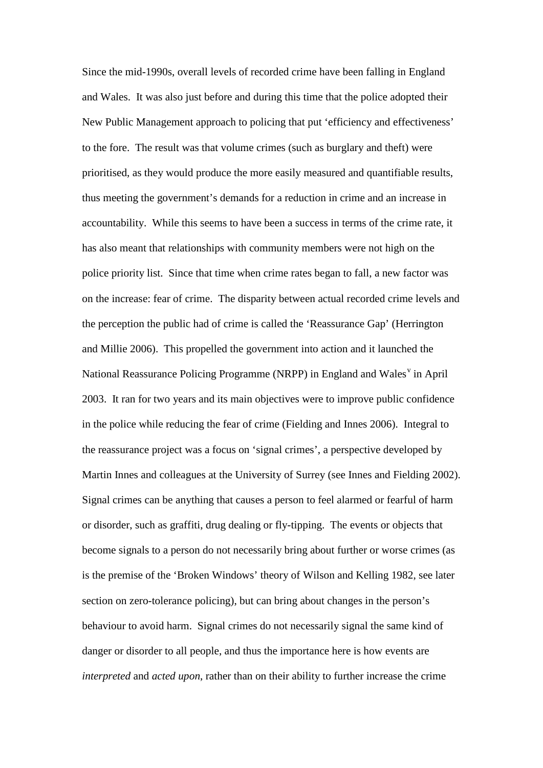Since the mid-1990s, overall levels of recorded crime have been falling in England and Wales. It was also just before and during this time that the police adopted their New Public Management approach to policing that put 'efficiency and effectiveness' to the fore. The result was that volume crimes (such as burglary and theft) were prioritised, as they would produce the more easily measured and quantifiable results, thus meeting the government's demands for a reduction in crime and an increase in accountability. While this seems to have been a success in terms of the crime rate, it has also meant that relationships with community members were not high on the police priority list. Since that time when crime rates began to fall, a new factor was on the increase: fear of crime. The disparity between actual recorded crime levels and the perception the public had of crime is called the 'Reassurance Gap' (Herrington and Millie 2006). This propelled the government into action and it launched the National Reassurance Policing Programme (NRPP) in England and Wales[v] in April 2003. It ran for two years and its main objectives were to improve public confidence in the police while reducing the fear of crime (Fielding and Innes 2006). Integral to the reassurance project was a focus on 'signal crimes', a perspective developed by Martin Innes and colleagues at the University of Surrey (see Innes and Fielding 2002). Signal crimes can be anything that causes a person to feel alarmed or fearful of harm or disorder, such as graffiti, drug dealing or fly-tipping. The events or objects that become signals to a person do not necessarily bring about further or worse crimes (as is the premise of the 'Broken Windows' theory of Wilson and Kelling 1982, see later section on zero-tolerance policing), but can bring about changes in the person's behaviour to avoid harm. Signal crimes do not necessarily signal the same kind of danger or disorder to all people, and thus the importance here is how events are *interpreted* and *acted upon*, rather than on their ability to further increase the crime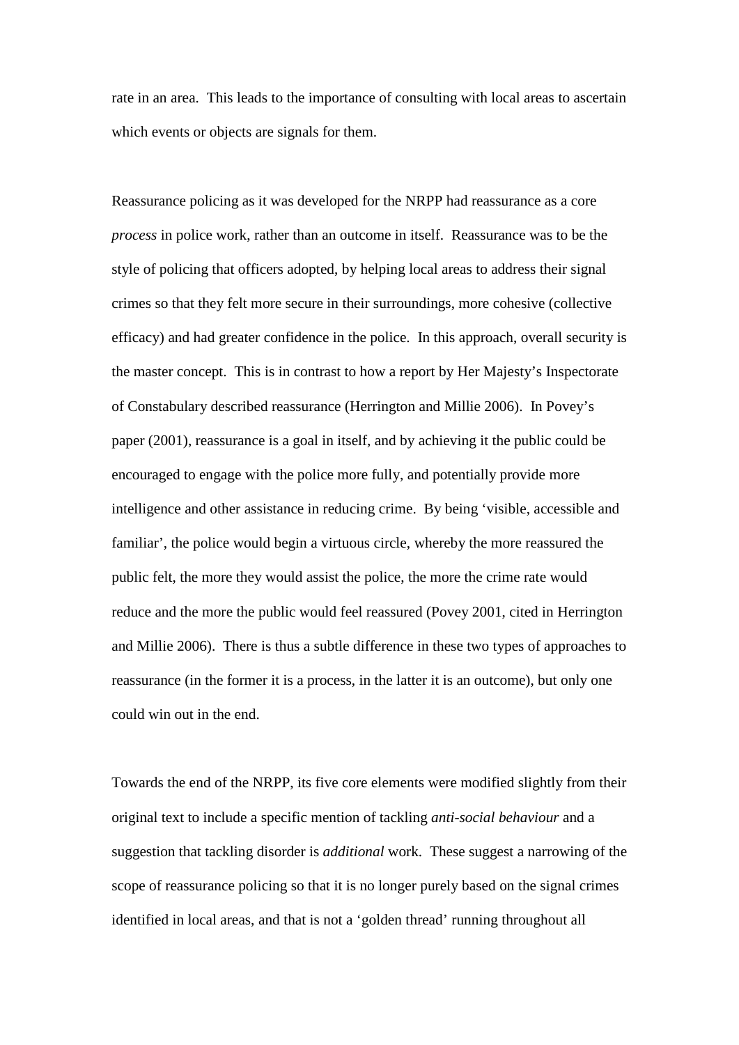rate in an area. This leads to the importance of consulting with local areas to ascertain which events or objects are signals for them.

Reassurance policing as it was developed for the NRPP had reassurance as a core *process* in police work, rather than an outcome in itself. Reassurance was to be the style of policing that officers adopted, by helping local areas to address their signal crimes so that they felt more secure in their surroundings, more cohesive (collective efficacy) and had greater confidence in the police. In this approach, overall security is the master concept. This is in contrast to how a report by Her Majesty's Inspectorate of Constabulary described reassurance (Herrington and Millie 2006). In Povey's paper (2001), reassurance is a goal in itself, and by achieving it the public could be encouraged to engage with the police more fully, and potentially provide more intelligence and other assistance in reducing crime. By being 'visible, accessible and familiar', the police would begin a virtuous circle, whereby the more reassured the public felt, the more they would assist the police, the more the crime rate would reduce and the more the public would feel reassured (Povey 2001, cited in Herrington and Millie 2006). There is thus a subtle difference in these two types of approaches to reassurance (in the former it is a process, in the latter it is an outcome), but only one could win out in the end.

Towards the end of the NRPP, its five core elements were modified slightly from their original text to include a specific mention of tackling *anti-social behaviour* and a suggestion that tackling disorder is *additional* work. These suggest a narrowing of the scope of reassurance policing so that it is no longer purely based on the signal crimes identified in local areas, and that is not a 'golden thread' running throughout all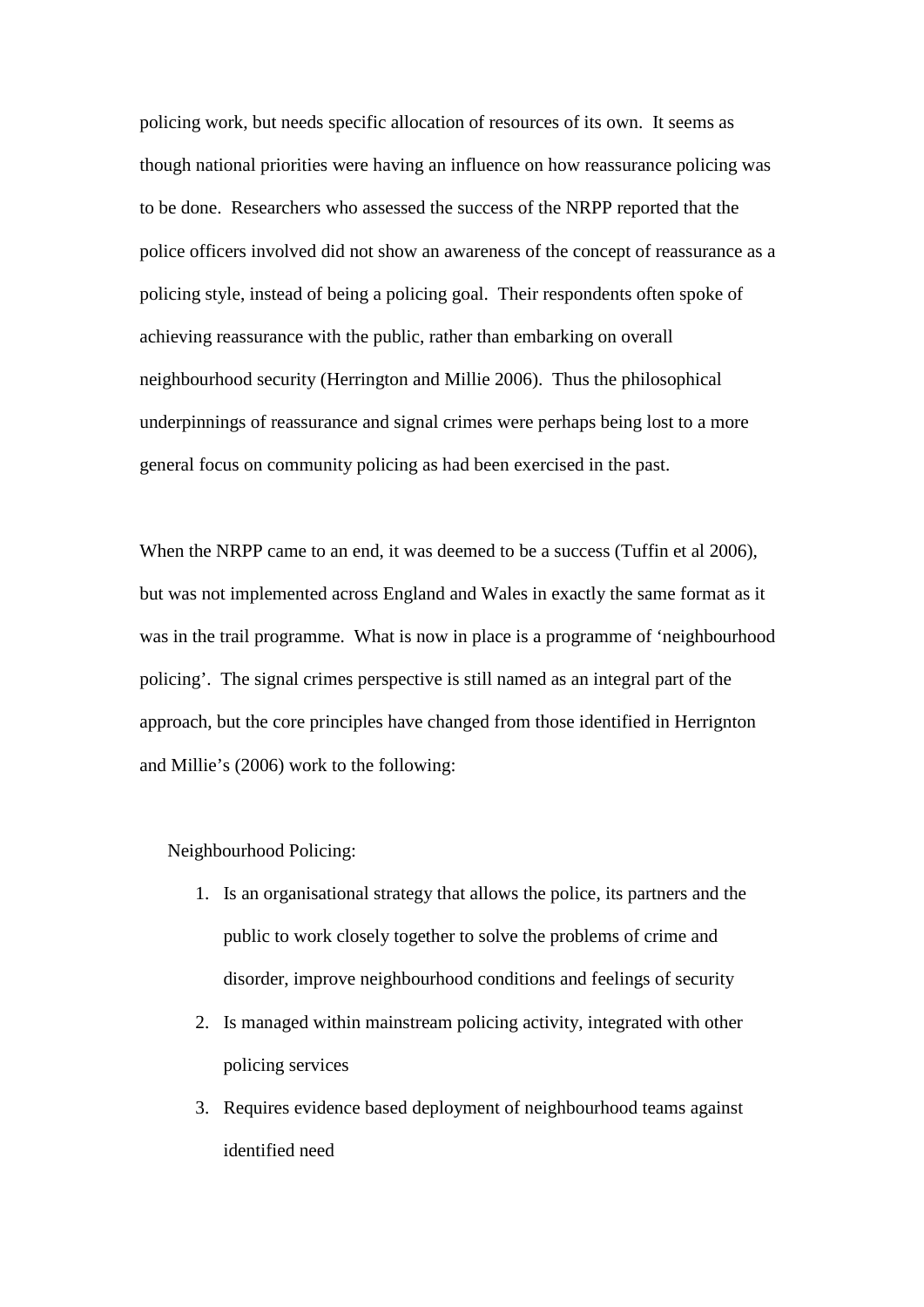policing work, but needs specific allocation of resources of its own.  It seems as though national priorities were having an influence on how reassurance policing was to be done.  Researchers who assessed the success of the NRPP reported that the police officers involved did not show an awareness of the concept of reassurance as a policing style, instead of being a policing goal.  Their respondents often spoke of achieving reassurance with the public, rather than embarking on overall neighbourhood security (Herrington and Millie 2006).  Thus the philosophical underpinnings of reassurance and signal crimes were perhaps being lost to a more general focus on community policing as had been exercised in the past.

When the NRPP came to an end, it was deemed to be a success (Tuffin et al 2006), but was not implemented across England and Wales in exactly the same format as it was in the trail programme.  What is now in place is a programme of 'neighbourhood policing'.  The signal crimes perspective is still named as an integral part of the approach, but the core principles have changed from those identified in Herrington and Millie's (2006) work to the following:

Neighbourhood Policing:

1. Is an organisational strategy that allows the police, its partners and the public to work closely together to solve the problems of crime and disorder, improve neighbourhood conditions and feelings of security
2. Is managed within mainstream policing activity, integrated with other policing services
3. Requires evidence based deployment of neighbourhood teams against identified need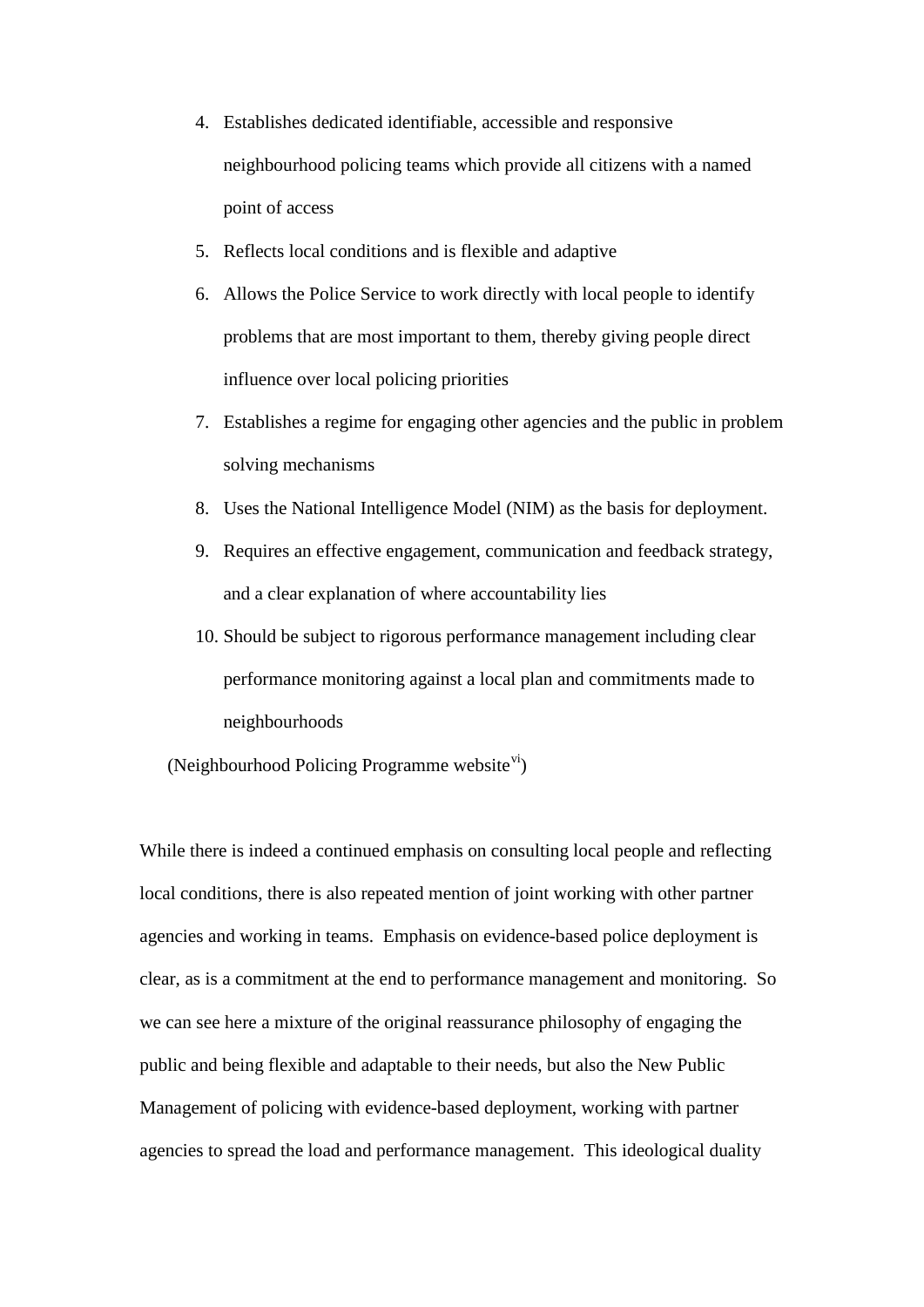4. Establishes dedicated identifiable, accessible and responsive neighbourhood policing teams which provide all citizens with a named point of access
5. Reflects local conditions and is flexible and adaptive
6. Allows the Police Service to work directly with local people to identify problems that are most important to them, thereby giving people direct influence over local policing priorities
7. Establishes a regime for engaging other agencies and the public in problem solving mechanisms
8. Uses the National Intelligence Model (NIM) as the basis for deployment.
9. Requires an effective engagement, communication and feedback strategy, and a clear explanation of where accountability lies
10. Should be subject to rigorous performance management including clear performance monitoring against a local plan and commitments made to neighbourhoods

(Neighbourhood Policing Programme website[vi])

While there is indeed a continued emphasis on consulting local people and reflecting local conditions, there is also repeated mention of joint working with other partner agencies and working in teams. Emphasis on evidence-based police deployment is clear, as is a commitment at the end to performance management and monitoring. So we can see here a mixture of the original reassurance philosophy of engaging the public and being flexible and adaptable to their needs, but also the New Public Management of policing with evidence-based deployment, working with partner agencies to spread the load and performance management. This ideological duality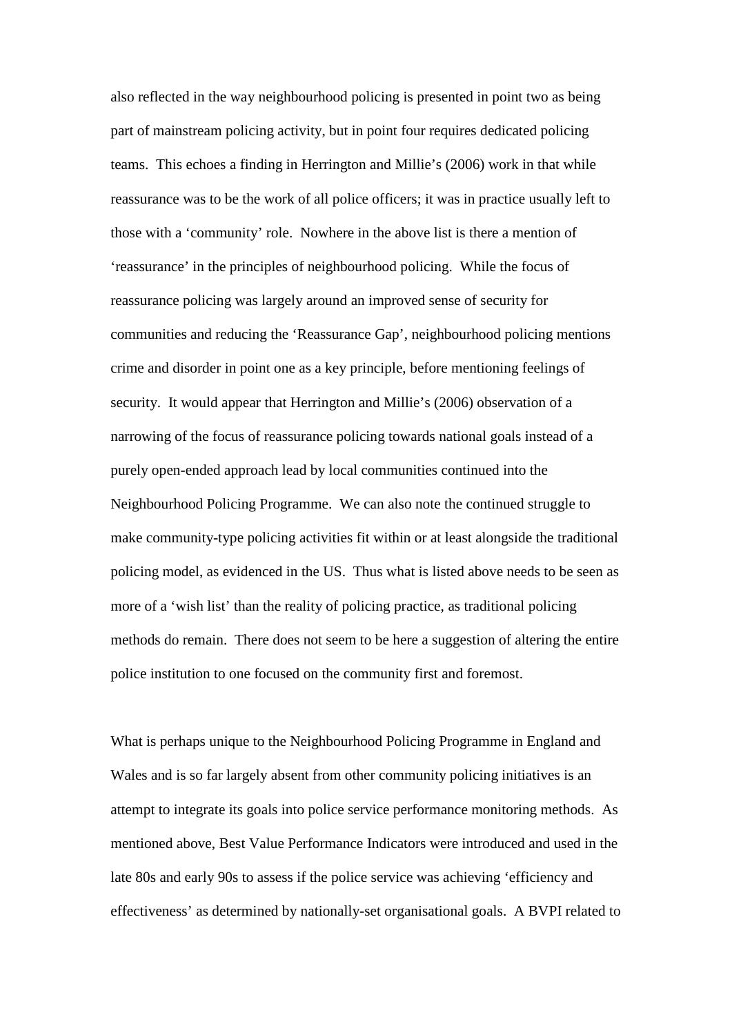also reflected in the way neighbourhood policing is presented in point two as being part of mainstream policing activity, but in point four requires dedicated policing teams. This echoes a finding in Herrington and Millie's (2006) work in that while reassurance was to be the work of all police officers; it was in practice usually left to those with a 'community' role. Nowhere in the above list is there a mention of 'reassurance' in the principles of neighbourhood policing. While the focus of reassurance policing was largely around an improved sense of security for communities and reducing the 'Reassurance Gap', neighbourhood policing mentions crime and disorder in point one as a key principle, before mentioning feelings of security. It would appear that Herrington and Millie's (2006) observation of a narrowing of the focus of reassurance policing towards national goals instead of a purely open-ended approach lead by local communities continued into the Neighbourhood Policing Programme. We can also note the continued struggle to make community-type policing activities fit within or at least alongside the traditional policing model, as evidenced in the US. Thus what is listed above needs to be seen as more of a 'wish list' than the reality of policing practice, as traditional policing methods do remain. There does not seem to be here a suggestion of altering the entire police institution to one focused on the community first and foremost.

What is perhaps unique to the Neighbourhood Policing Programme in England and Wales and is so far largely absent from other community policing initiatives is an attempt to integrate its goals into police service performance monitoring methods. As mentioned above, Best Value Performance Indicators were introduced and used in the late 80s and early 90s to assess if the police service was achieving 'efficiency and effectiveness' as determined by nationally-set organisational goals. A BVPI related to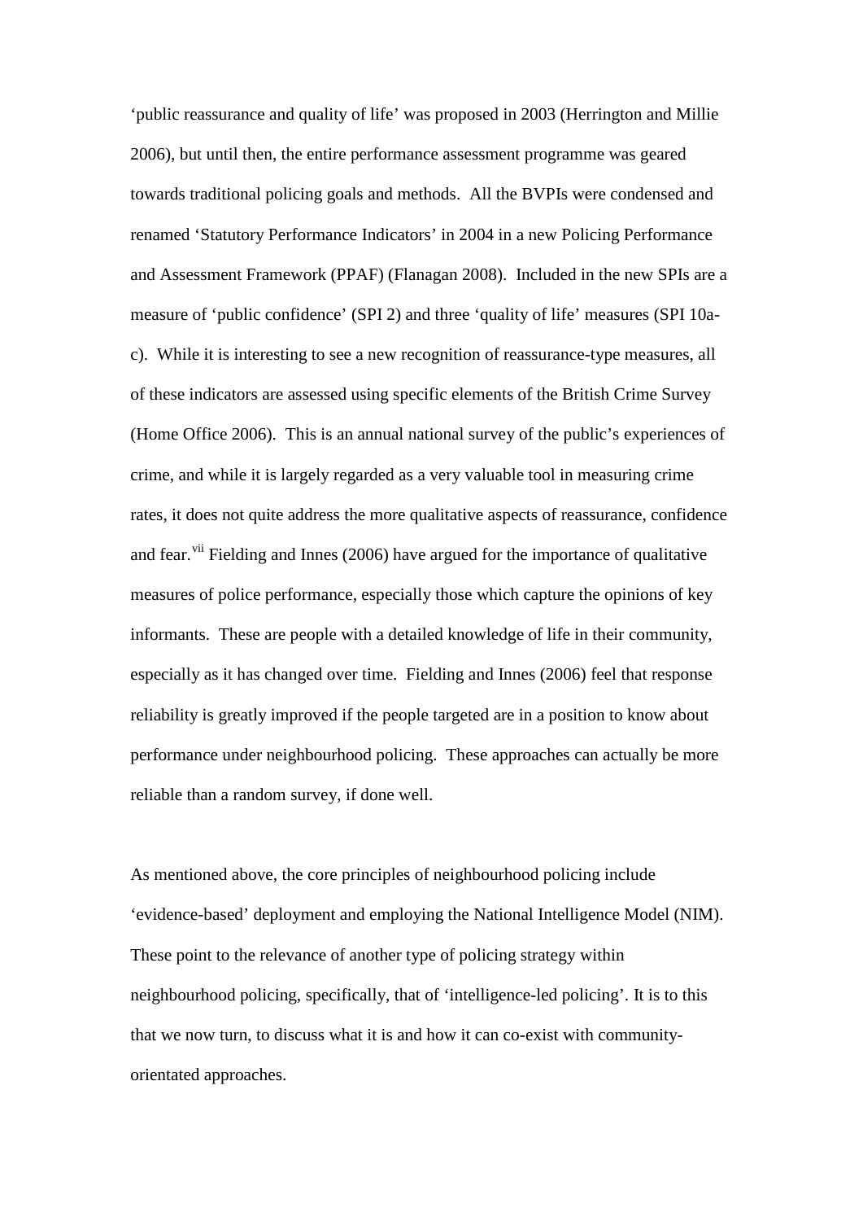‘public reassurance and quality of life’ was proposed in 2003 (Herrington and Millie 2006), but until then, the entire performance assessment programme was geared towards traditional policing goals and methods. All the BVPIs were condensed and renamed ‘Statutory Performance Indicators’ in 2004 in a new Policing Performance and Assessment Framework (PPAF) (Flanagan 2008). Included in the new SPIs are a measure of ‘public confidence’ (SPI 2) and three ‘quality of life’ measures (SPI 10a-c). While it is interesting to see a new recognition of reassurance-type measures, all of these indicators are assessed using specific elements of the British Crime Survey (Home Office 2006). This is an annual national survey of the public’s experiences of crime, and while it is largely regarded as a very valuable tool in measuring crime rates, it does not quite address the more qualitative aspects of reassurance, confidence and fear.[vii] Fielding and Innes (2006) have argued for the importance of qualitative measures of police performance, especially those which capture the opinions of key informants. These are people with a detailed knowledge of life in their community, especially as it has changed over time. Fielding and Innes (2006) feel that response reliability is greatly improved if the people targeted are in a position to know about performance under neighbourhood policing. These approaches can actually be more reliable than a random survey, if done well.

As mentioned above, the core principles of neighbourhood policing include ‘evidence-based’ deployment and employing the National Intelligence Model (NIM). These point to the relevance of another type of policing strategy within neighbourhood policing, specifically, that of ‘intelligence-led policing’. It is to this that we now turn, to discuss what it is and how it can co-exist with community-orientated approaches.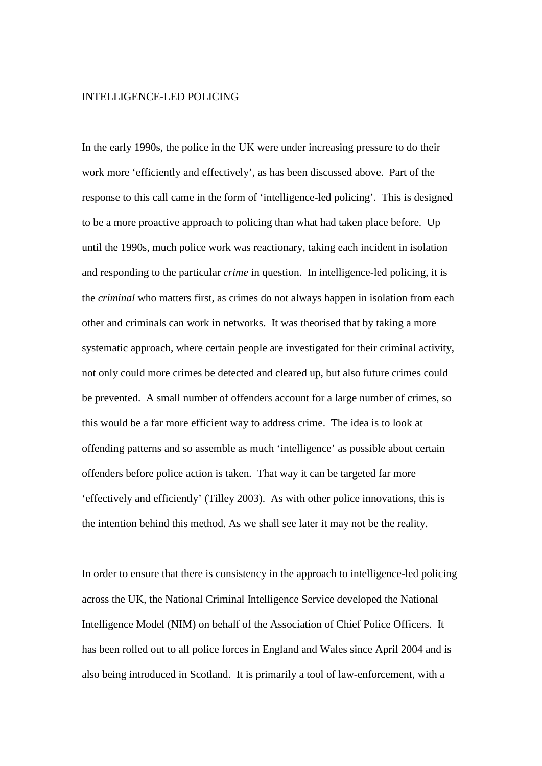## INTELLIGENCE-LED POLICING

In the early 1990s, the police in the UK were under increasing pressure to do their work more 'efficiently and effectively', as has been discussed above. Part of the response to this call came in the form of 'intelligence-led policing'. This is designed to be a more proactive approach to policing than what had taken place before. Up until the 1990s, much police work was reactionary, taking each incident in isolation and responding to the particular *crime* in question. In intelligence-led policing, it is the *criminal* who matters first, as crimes do not always happen in isolation from each other and criminals can work in networks. It was theorised that by taking a more systematic approach, where certain people are investigated for their criminal activity, not only could more crimes be detected and cleared up, but also future crimes could be prevented. A small number of offenders account for a large number of crimes, so this would be a far more efficient way to address crime. The idea is to look at offending patterns and so assemble as much 'intelligence' as possible about certain offenders before police action is taken. That way it can be targeted far more 'effectively and efficiently' (Tilley 2003). As with other police innovations, this is the intention behind this method. As we shall see later it may not be the reality.

In order to ensure that there is consistency in the approach to intelligence-led policing across the UK, the National Criminal Intelligence Service developed the National Intelligence Model (NIM) on behalf of the Association of Chief Police Officers. It has been rolled out to all police forces in England and Wales since April 2004 and is also being introduced in Scotland. It is primarily a tool of law-enforcement, with a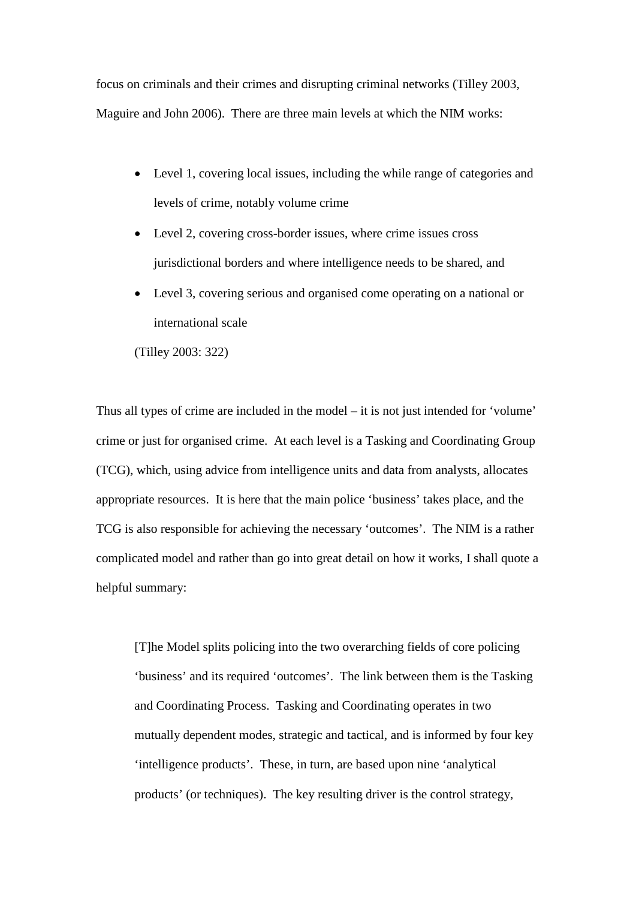focus on criminals and their crimes and disrupting criminal networks (Tilley 2003, Maguire and John 2006). There are three main levels at which the NIM works:

- Level 1, covering local issues, including the while range of categories and levels of crime, notably volume crime
- Level 2, covering cross-border issues, where crime issues cross jurisdictional borders and where intelligence needs to be shared, and
- Level 3, covering serious and organised come operating on a national or international scale

(Tilley 2003: 322)

Thus all types of crime are included in the model – it is not just intended for 'volume' crime or just for organised crime. At each level is a Tasking and Coordinating Group (TCG), which, using advice from intelligence units and data from analysts, allocates appropriate resources. It is here that the main police 'business' takes place, and the TCG is also responsible for achieving the necessary 'outcomes'. The NIM is a rather complicated model and rather than go into great detail on how it works, I shall quote a helpful summary:

> [T]he Model splits policing into the two overarching fields of core policing 'business' and its required 'outcomes'. The link between them is the Tasking and Coordinating Process. Tasking and Coordinating operates in two mutually dependent modes, strategic and tactical, and is informed by four key 'intelligence products'. These, in turn, are based upon nine 'analytical products' (or techniques). The key resulting driver is the control strategy,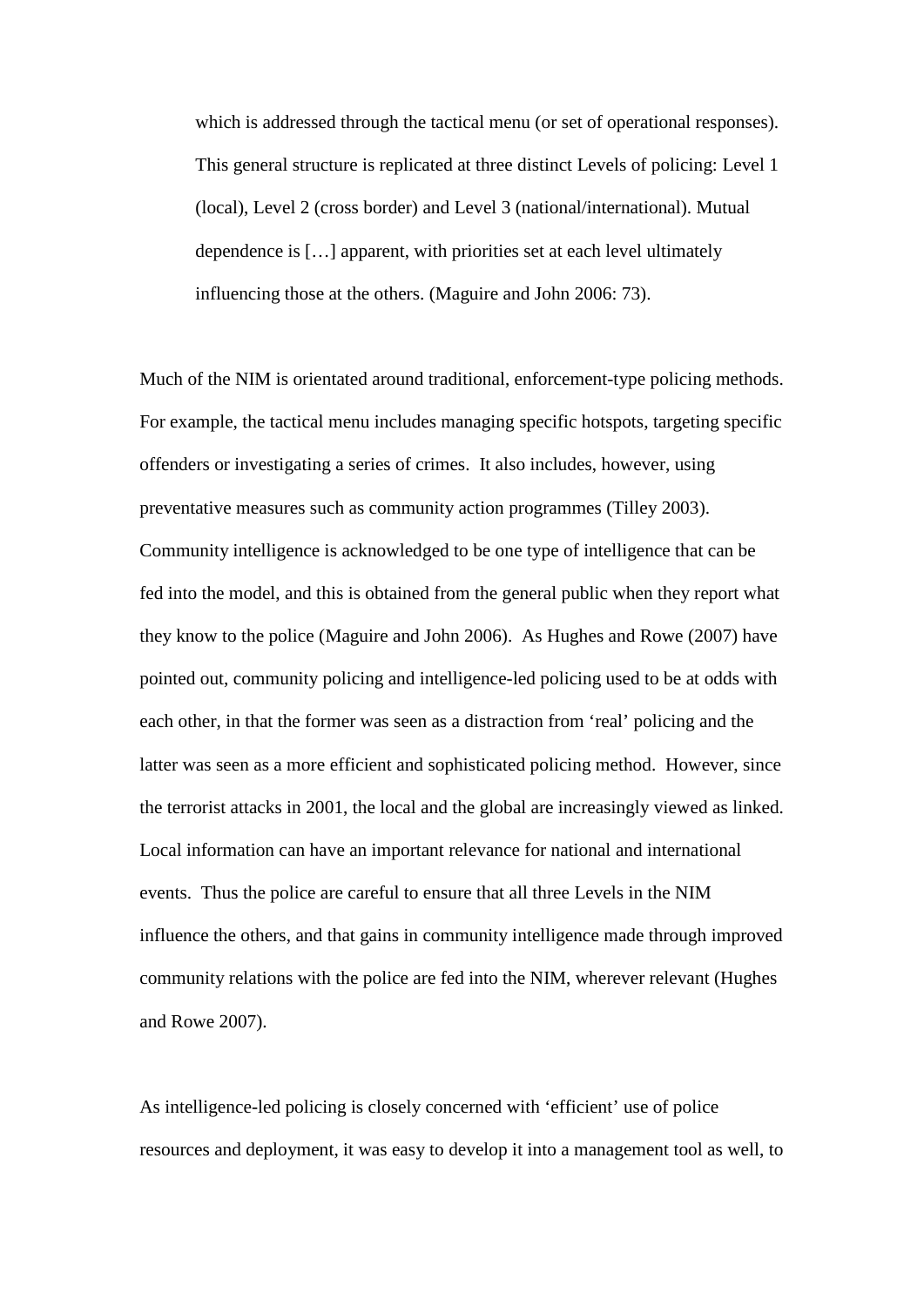> which is addressed through the tactical menu (or set of operational responses). This general structure is replicated at three distinct Levels of policing: Level 1 (local), Level 2 (cross border) and Level 3 (national/international). Mutual dependence is […] apparent, with priorities set at each level ultimately influencing those at the others. (Maguire and John 2006: 73).

Much of the NIM is orientated around traditional, enforcement-type policing methods. For example, the tactical menu includes managing specific hotspots, targeting specific offenders or investigating a series of crimes. It also includes, however, using preventative measures such as community action programmes (Tilley 2003). Community intelligence is acknowledged to be one type of intelligence that can be fed into the model, and this is obtained from the general public when they report what they know to the police (Maguire and John 2006). As Hughes and Rowe (2007) have pointed out, community policing and intelligence-led policing used to be at odds with each other, in that the former was seen as a distraction from 'real' policing and the latter was seen as a more efficient and sophisticated policing method. However, since the terrorist attacks in 2001, the local and the global are increasingly viewed as linked. Local information can have an important relevance for national and international events. Thus the police are careful to ensure that all three Levels in the NIM influence the others, and that gains in community intelligence made through improved community relations with the police are fed into the NIM, wherever relevant (Hughes and Rowe 2007).

As intelligence-led policing is closely concerned with 'efficient' use of police resources and deployment, it was easy to develop it into a management tool as well, to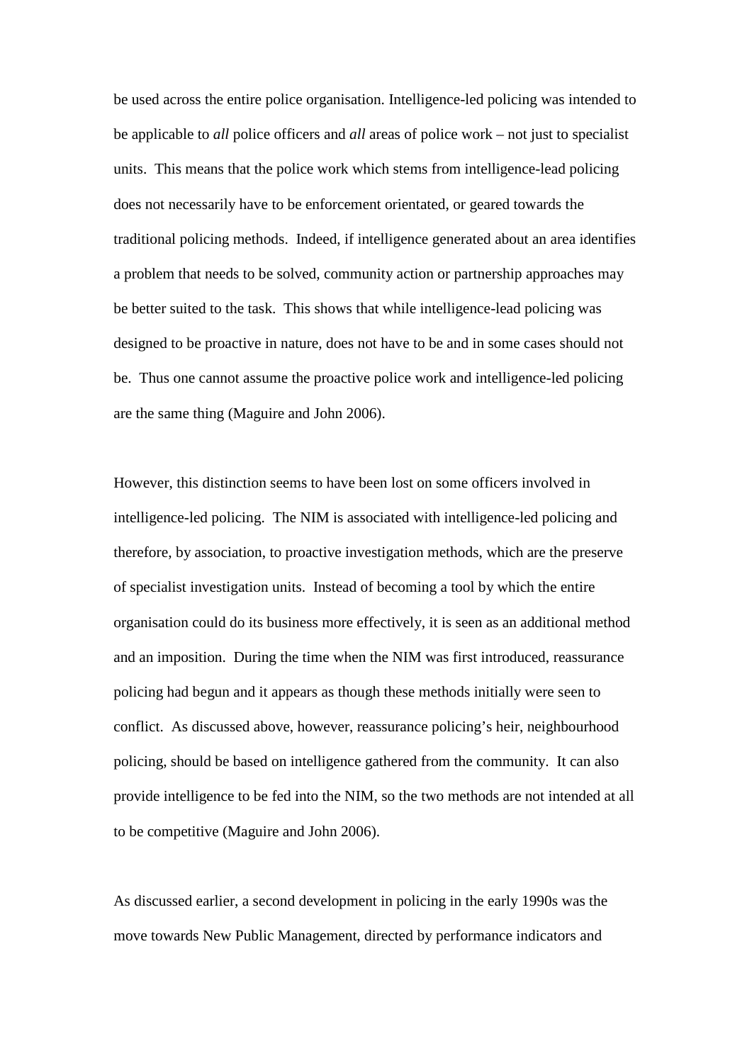be used across the entire police organisation. Intelligence-led policing was intended to be applicable to *all* police officers and *all* areas of police work – not just to specialist units. This means that the police work which stems from intelligence-lead policing does not necessarily have to be enforcement orientated, or geared towards the traditional policing methods. Indeed, if intelligence generated about an area identifies a problem that needs to be solved, community action or partnership approaches may be better suited to the task. This shows that while intelligence-lead policing was designed to be proactive in nature, does not have to be and in some cases should not be. Thus one cannot assume the proactive police work and intelligence-led policing are the same thing (Maguire and John 2006).

However, this distinction seems to have been lost on some officers involved in intelligence-led policing. The NIM is associated with intelligence-led policing and therefore, by association, to proactive investigation methods, which are the preserve of specialist investigation units. Instead of becoming a tool by which the entire organisation could do its business more effectively, it is seen as an additional method and an imposition. During the time when the NIM was first introduced, reassurance policing had begun and it appears as though these methods initially were seen to conflict. As discussed above, however, reassurance policing's heir, neighbourhood policing, should be based on intelligence gathered from the community. It can also provide intelligence to be fed into the NIM, so the two methods are not intended at all to be competitive (Maguire and John 2006).

As discussed earlier, a second development in policing in the early 1990s was the move towards New Public Management, directed by performance indicators and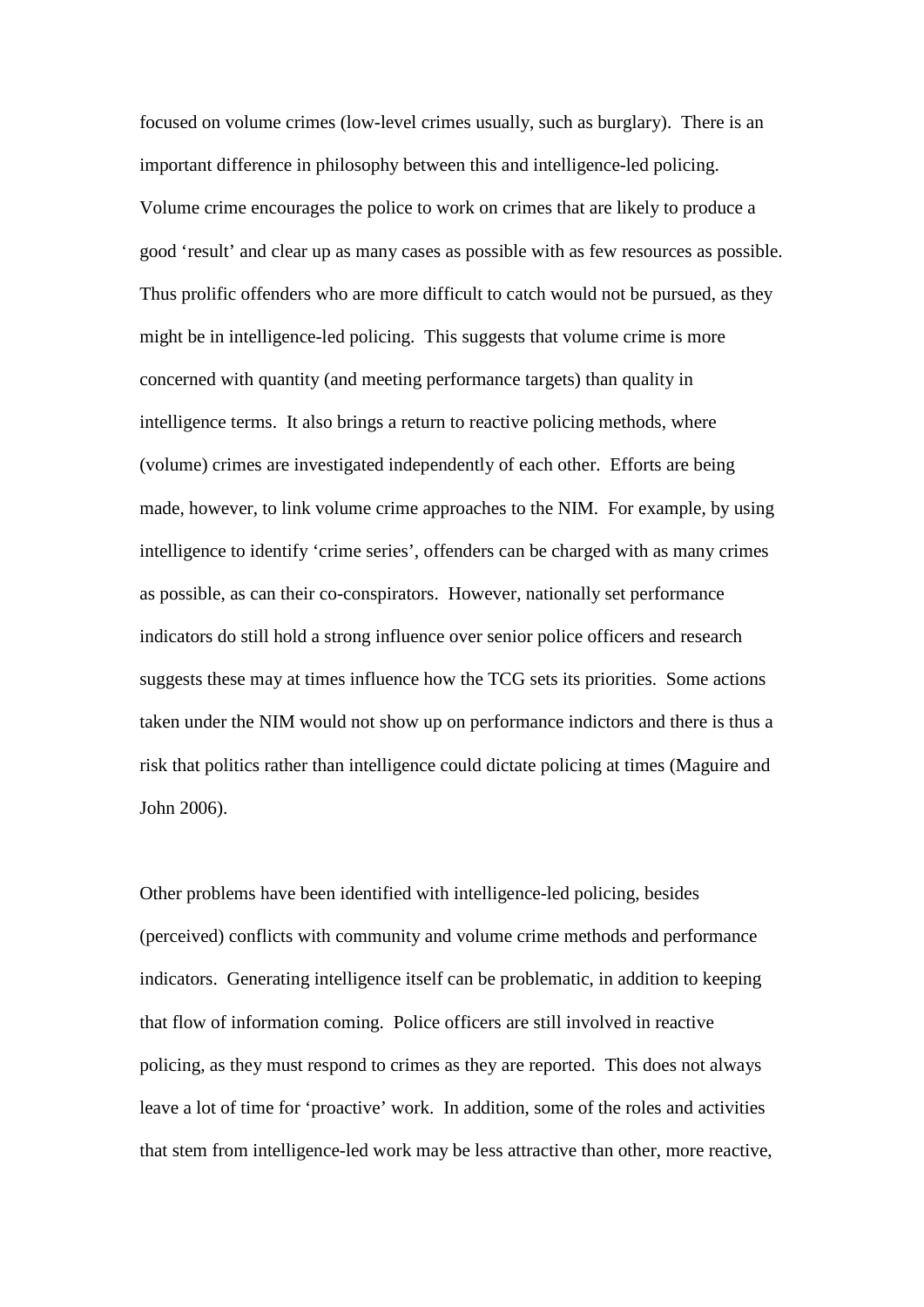focused on volume crimes (low-level crimes usually, such as burglary). There is an important difference in philosophy between this and intelligence-led policing. Volume crime encourages the police to work on crimes that are likely to produce a good 'result' and clear up as many cases as possible with as few resources as possible. Thus prolific offenders who are more difficult to catch would not be pursued, as they might be in intelligence-led policing. This suggests that volume crime is more concerned with quantity (and meeting performance targets) than quality in intelligence terms. It also brings a return to reactive policing methods, where (volume) crimes are investigated independently of each other. Efforts are being made, however, to link volume crime approaches to the NIM. For example, by using intelligence to identify 'crime series', offenders can be charged with as many crimes as possible, as can their co-conspirators. However, nationally set performance indicators do still hold a strong influence over senior police officers and research suggests these may at times influence how the TCG sets its priorities. Some actions taken under the NIM would not show up on performance indictors and there is thus a risk that politics rather than intelligence could dictate policing at times (Maguire and John 2006).

Other problems have been identified with intelligence-led policing, besides (perceived) conflicts with community and volume crime methods and performance indicators. Generating intelligence itself can be problematic, in addition to keeping that flow of information coming. Police officers are still involved in reactive policing, as they must respond to crimes as they are reported. This does not always leave a lot of time for 'proactive' work. In addition, some of the roles and activities that stem from intelligence-led work may be less attractive than other, more reactive,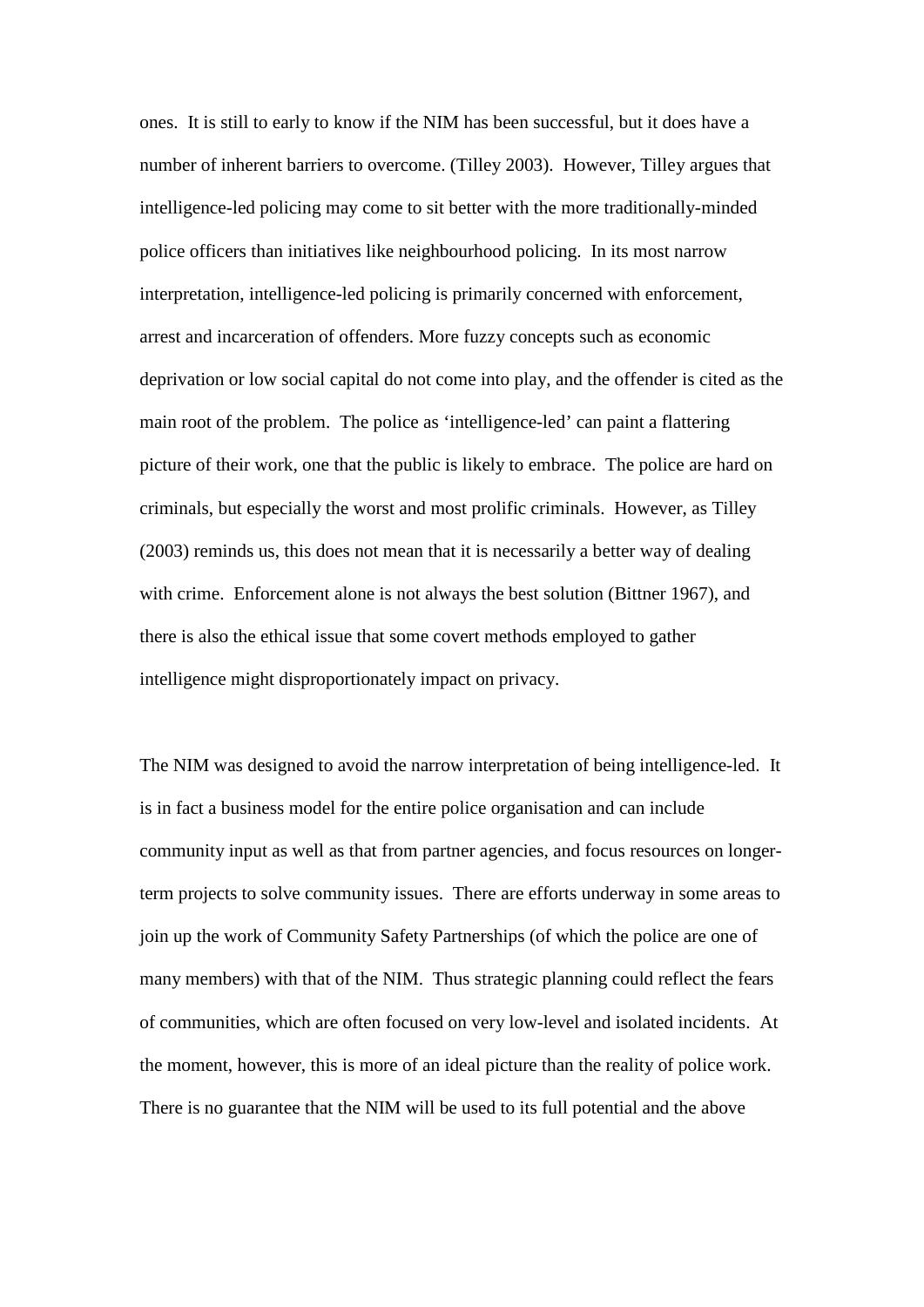ones. It is still to early to know if the NIM has been successful, but it does have a number of inherent barriers to overcome. (Tilley 2003). However, Tilley argues that intelligence-led policing may come to sit better with the more traditionally-minded police officers than initiatives like neighbourhood policing. In its most narrow interpretation, intelligence-led policing is primarily concerned with enforcement, arrest and incarceration of offenders. More fuzzy concepts such as economic deprivation or low social capital do not come into play, and the offender is cited as the main root of the problem. The police as 'intelligence-led' can paint a flattering picture of their work, one that the public is likely to embrace. The police are hard on criminals, but especially the worst and most prolific criminals. However, as Tilley (2003) reminds us, this does not mean that it is necessarily a better way of dealing with crime. Enforcement alone is not always the best solution (Bittner 1967), and there is also the ethical issue that some covert methods employed to gather intelligence might disproportionately impact on privacy.

The NIM was designed to avoid the narrow interpretation of being intelligence-led. It is in fact a business model for the entire police organisation and can include community input as well as that from partner agencies, and focus resources on longer-term projects to solve community issues. There are efforts underway in some areas to join up the work of Community Safety Partnerships (of which the police are one of many members) with that of the NIM. Thus strategic planning could reflect the fears of communities, which are often focused on very low-level and isolated incidents. At the moment, however, this is more of an ideal picture than the reality of police work. There is no guarantee that the NIM will be used to its full potential and the above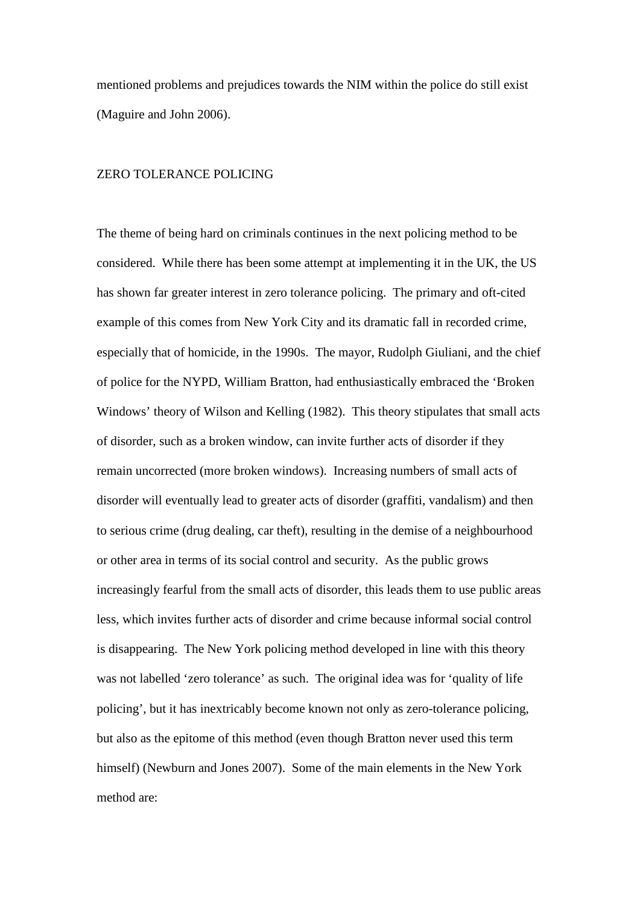mentioned problems and prejudices towards the NIM within the police do still exist (Maguire and John 2006).

## ZERO TOLERANCE POLICING

The theme of being hard on criminals continues in the next policing method to be considered. While there has been some attempt at implementing it in the UK, the US has shown far greater interest in zero tolerance policing. The primary and oft-cited example of this comes from New York City and its dramatic fall in recorded crime, especially that of homicide, in the 1990s. The mayor, Rudolph Giuliani, and the chief of police for the NYPD, William Bratton, had enthusiastically embraced the 'Broken Windows' theory of Wilson and Kelling (1982). This theory stipulates that small acts of disorder, such as a broken window, can invite further acts of disorder if they remain uncorrected (more broken windows). Increasing numbers of small acts of disorder will eventually lead to greater acts of disorder (graffiti, vandalism) and then to serious crime (drug dealing, car theft), resulting in the demise of a neighbourhood or other area in terms of its social control and security. As the public grows increasingly fearful from the small acts of disorder, this leads them to use public areas less, which invites further acts of disorder and crime because informal social control is disappearing. The New York policing method developed in line with this theory was not labelled 'zero tolerance' as such. The original idea was for 'quality of life policing', but it has inextricably become known not only as zero-tolerance policing, but also as the epitome of this method (even though Bratton never used this term himself) (Newburn and Jones 2007). Some of the main elements in the New York method are: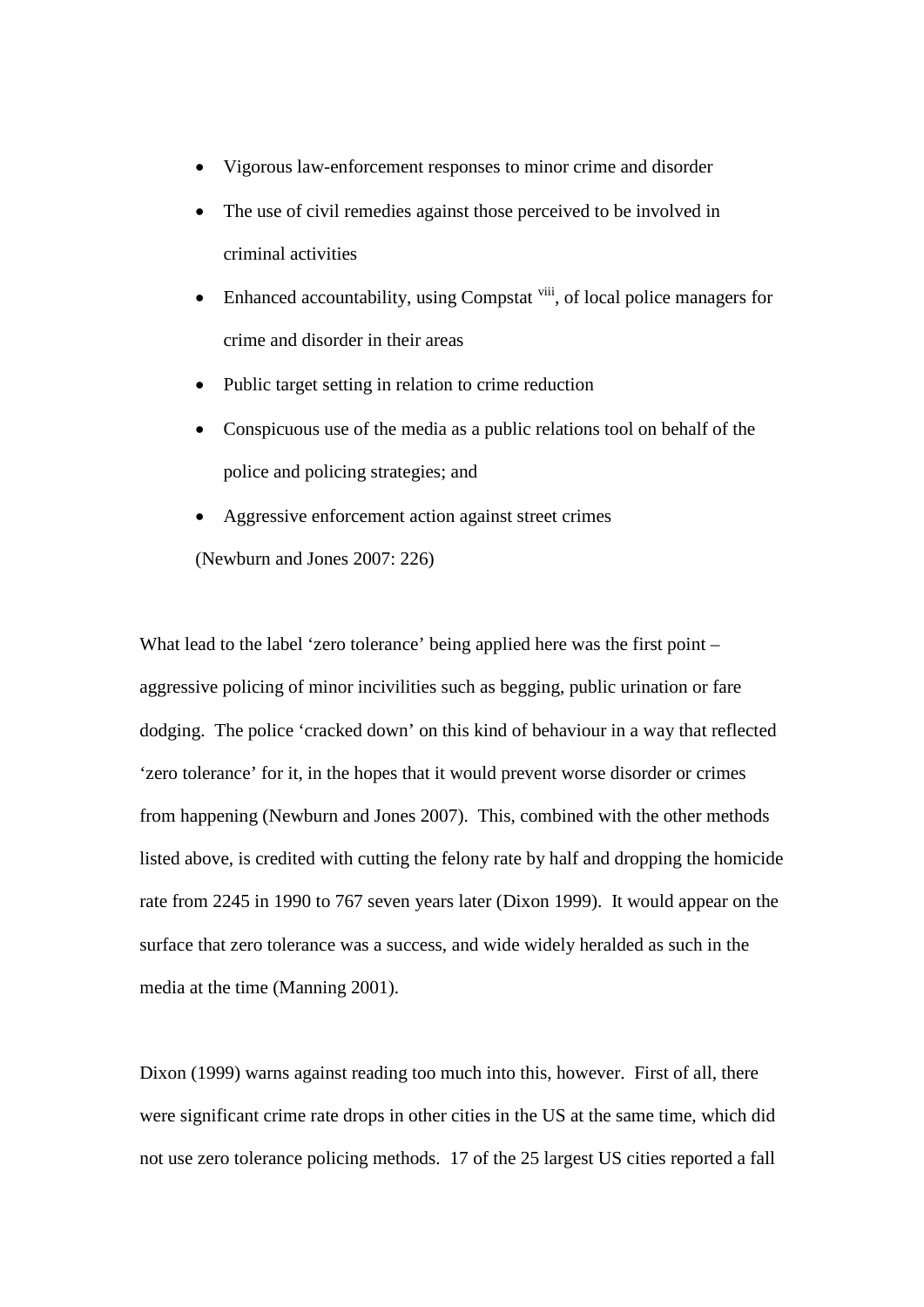- Vigorous law-enforcement responses to minor crime and disorder
- The use of civil remedies against those perceived to be involved in criminal activities
- Enhanced accountability, using Compstat [viii], of local police managers for crime and disorder in their areas
- Public target setting in relation to crime reduction
- Conspicuous use of the media as a public relations tool on behalf of the police and policing strategies; and
- Aggressive enforcement action against street crimes

(Newburn and Jones 2007: 226)

What lead to the label 'zero tolerance' being applied here was the first point – aggressive policing of minor incivilities such as begging, public urination or fare dodging. The police 'cracked down' on this kind of behaviour in a way that reflected 'zero tolerance' for it, in the hopes that it would prevent worse disorder or crimes from happening (Newburn and Jones 2007). This, combined with the other methods listed above, is credited with cutting the felony rate by half and dropping the homicide rate from 2245 in 1990 to 767 seven years later (Dixon 1999). It would appear on the surface that zero tolerance was a success, and wide widely heralded as such in the media at the time (Manning 2001).

Dixon (1999) warns against reading too much into this, however. First of all, there were significant crime rate drops in other cities in the US at the same time, which did not use zero tolerance policing methods. 17 of the 25 largest US cities reported a fall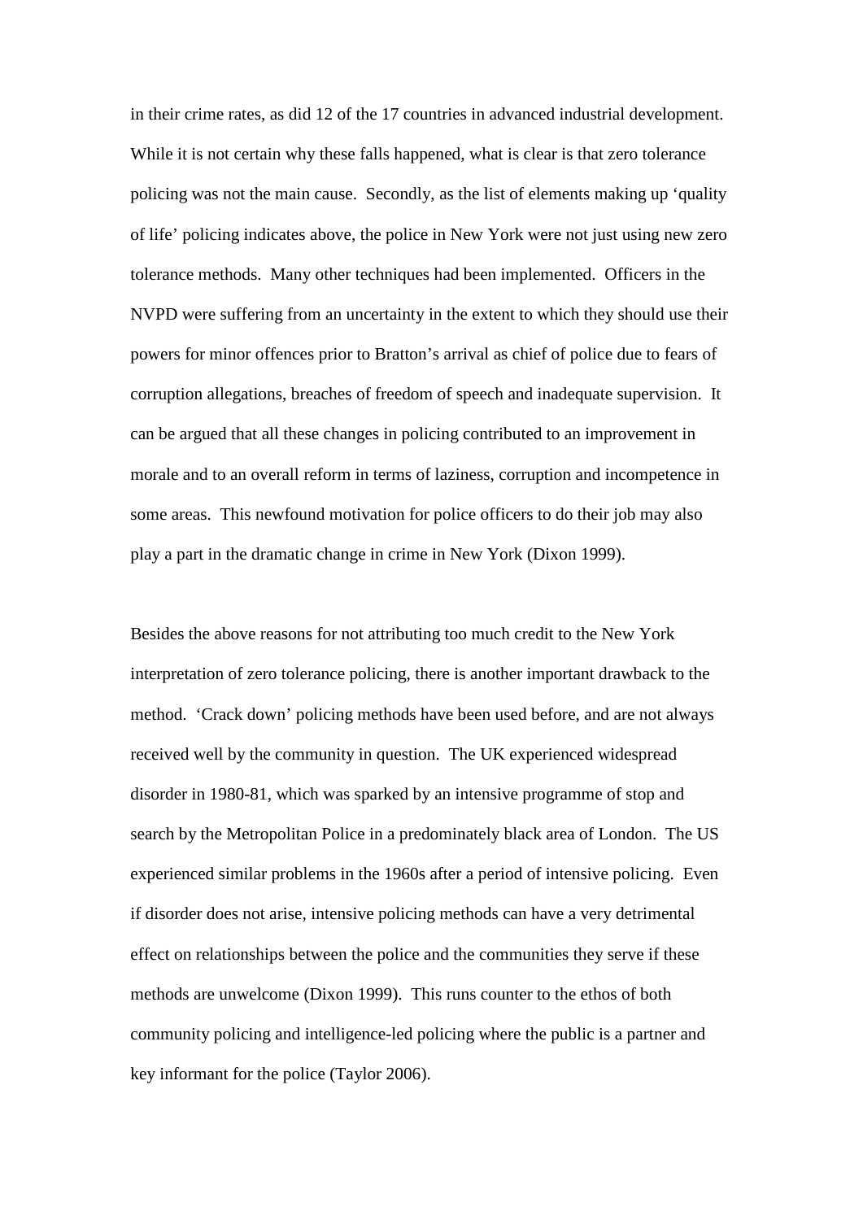in their crime rates, as did 12 of the 17 countries in advanced industrial development. While it is not certain why these falls happened, what is clear is that zero tolerance policing was not the main cause. Secondly, as the list of elements making up 'quality of life' policing indicates above, the police in New York were not just using new zero tolerance methods. Many other techniques had been implemented. Officers in the NVPD were suffering from an uncertainty in the extent to which they should use their powers for minor offences prior to Bratton's arrival as chief of police due to fears of corruption allegations, breaches of freedom of speech and inadequate supervision. It can be argued that all these changes in policing contributed to an improvement in morale and to an overall reform in terms of laziness, corruption and incompetence in some areas. This newfound motivation for police officers to do their job may also play a part in the dramatic change in crime in New York (Dixon 1999).

Besides the above reasons for not attributing too much credit to the New York interpretation of zero tolerance policing, there is another important drawback to the method. 'Crack down' policing methods have been used before, and are not always received well by the community in question. The UK experienced widespread disorder in 1980-81, which was sparked by an intensive programme of stop and search by the Metropolitan Police in a predominately black area of London. The US experienced similar problems in the 1960s after a period of intensive policing. Even if disorder does not arise, intensive policing methods can have a very detrimental effect on relationships between the police and the communities they serve if these methods are unwelcome (Dixon 1999). This runs counter to the ethos of both community policing and intelligence-led policing where the public is a partner and key informant for the police (Taylor 2006).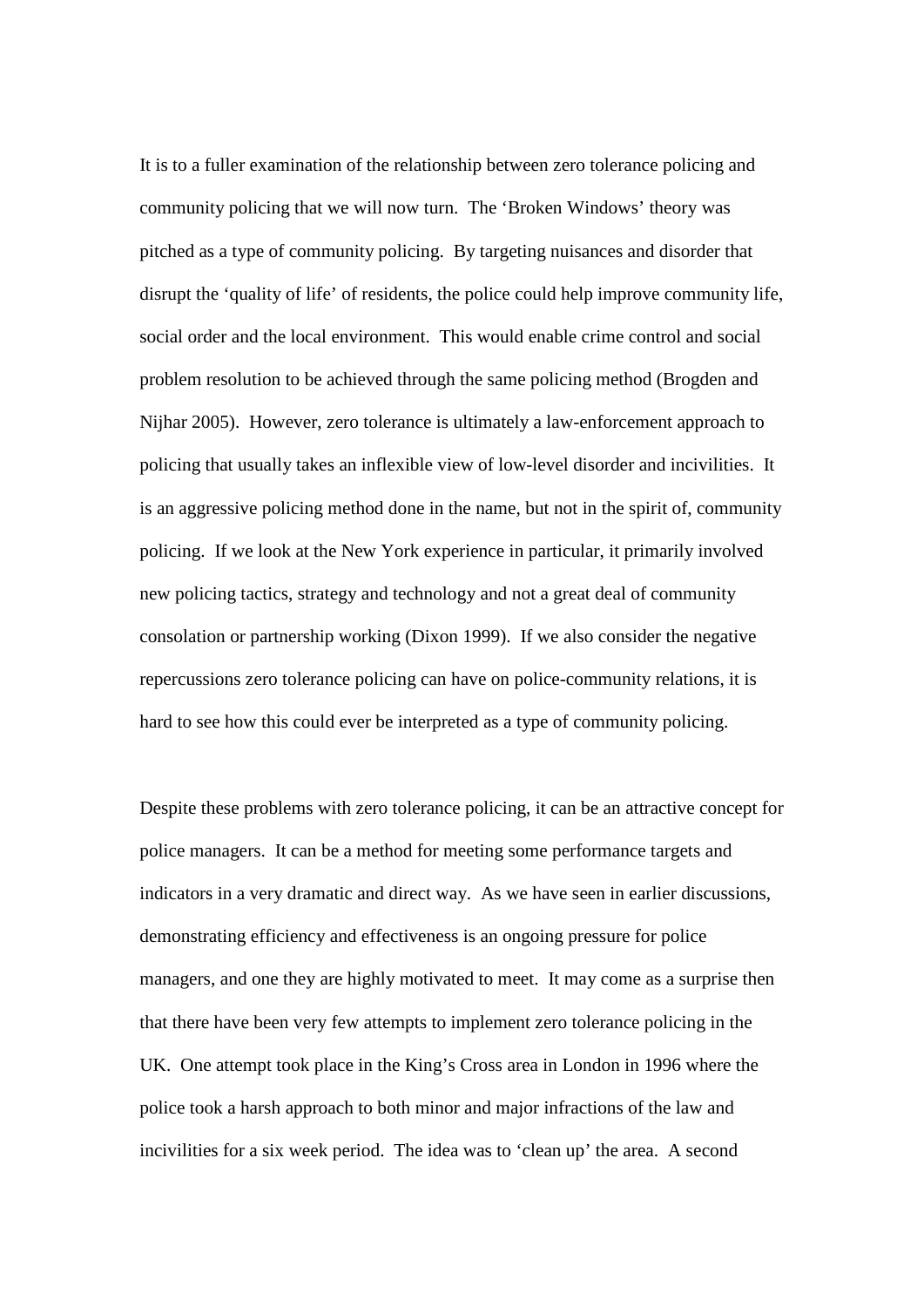It is to a fuller examination of the relationship between zero tolerance policing and community policing that we will now turn. The 'Broken Windows' theory was pitched as a type of community policing. By targeting nuisances and disorder that disrupt the 'quality of life' of residents, the police could help improve community life, social order and the local environment. This would enable crime control and social problem resolution to be achieved through the same policing method (Brogden and Nijhar 2005). However, zero tolerance is ultimately a law-enforcement approach to policing that usually takes an inflexible view of low-level disorder and incivilities. It is an aggressive policing method done in the name, but not in the spirit of, community policing. If we look at the New York experience in particular, it primarily involved new policing tactics, strategy and technology and not a great deal of community consolation or partnership working (Dixon 1999). If we also consider the negative repercussions zero tolerance policing can have on police-community relations, it is hard to see how this could ever be interpreted as a type of community policing.

Despite these problems with zero tolerance policing, it can be an attractive concept for police managers. It can be a method for meeting some performance targets and indicators in a very dramatic and direct way. As we have seen in earlier discussions, demonstrating efficiency and effectiveness is an ongoing pressure for police managers, and one they are highly motivated to meet. It may come as a surprise then that there have been very few attempts to implement zero tolerance policing in the UK. One attempt took place in the King's Cross area in London in 1996 where the police took a harsh approach to both minor and major infractions of the law and incivilities for a six week period. The idea was to 'clean up' the area. A second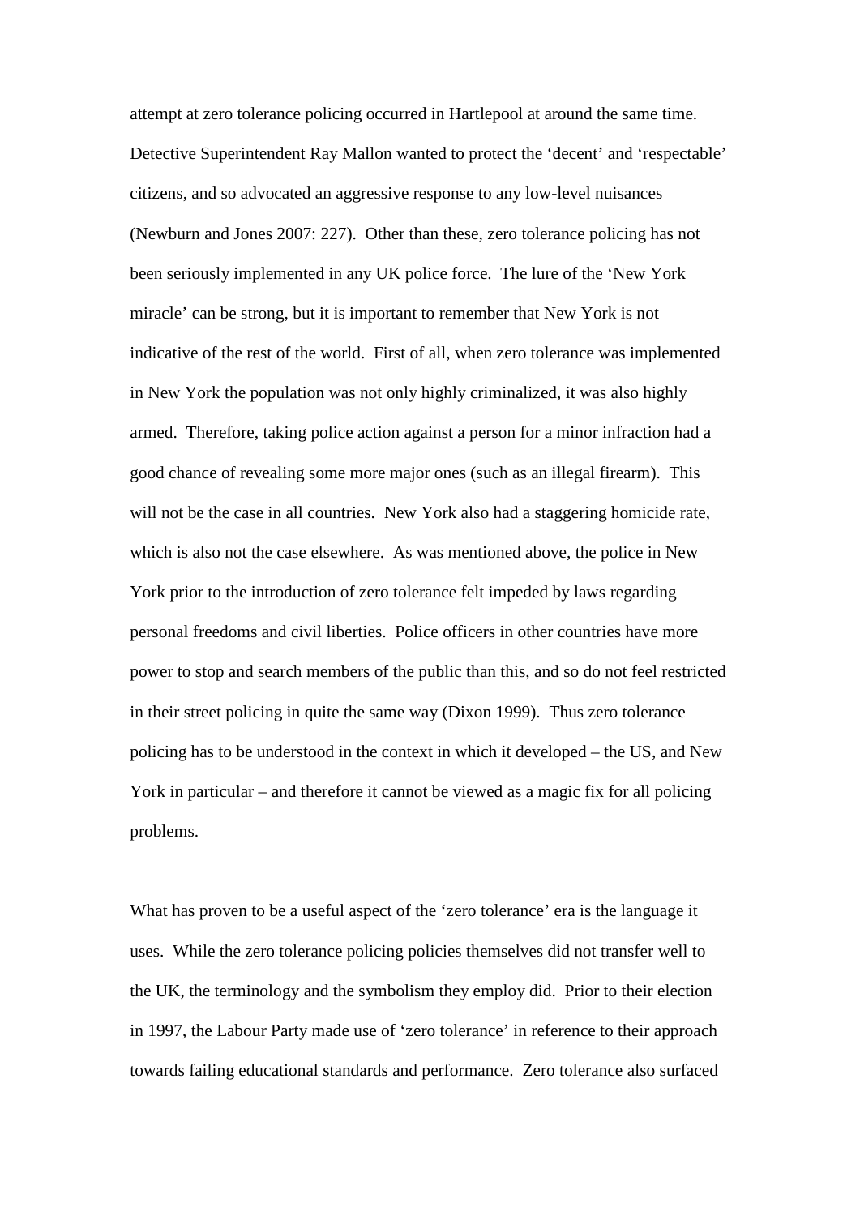attempt at zero tolerance policing occurred in Hartlepool at around the same time. Detective Superintendent Ray Mallon wanted to protect the 'decent' and 'respectable' citizens, and so advocated an aggressive response to any low-level nuisances (Newburn and Jones 2007: 227). Other than these, zero tolerance policing has not been seriously implemented in any UK police force. The lure of the 'New York miracle' can be strong, but it is important to remember that New York is not indicative of the rest of the world. First of all, when zero tolerance was implemented in New York the population was not only highly criminalized, it was also highly armed. Therefore, taking police action against a person for a minor infraction had a good chance of revealing some more major ones (such as an illegal firearm). This will not be the case in all countries. New York also had a staggering homicide rate, which is also not the case elsewhere. As was mentioned above, the police in New York prior to the introduction of zero tolerance felt impeded by laws regarding personal freedoms and civil liberties. Police officers in other countries have more power to stop and search members of the public than this, and so do not feel restricted in their street policing in quite the same way (Dixon 1999). Thus zero tolerance policing has to be understood in the context in which it developed – the US, and New York in particular – and therefore it cannot be viewed as a magic fix for all policing problems.

What has proven to be a useful aspect of the 'zero tolerance' era is the language it uses. While the zero tolerance policing policies themselves did not transfer well to the UK, the terminology and the symbolism they employ did. Prior to their election in 1997, the Labour Party made use of 'zero tolerance' in reference to their approach towards failing educational standards and performance. Zero tolerance also surfaced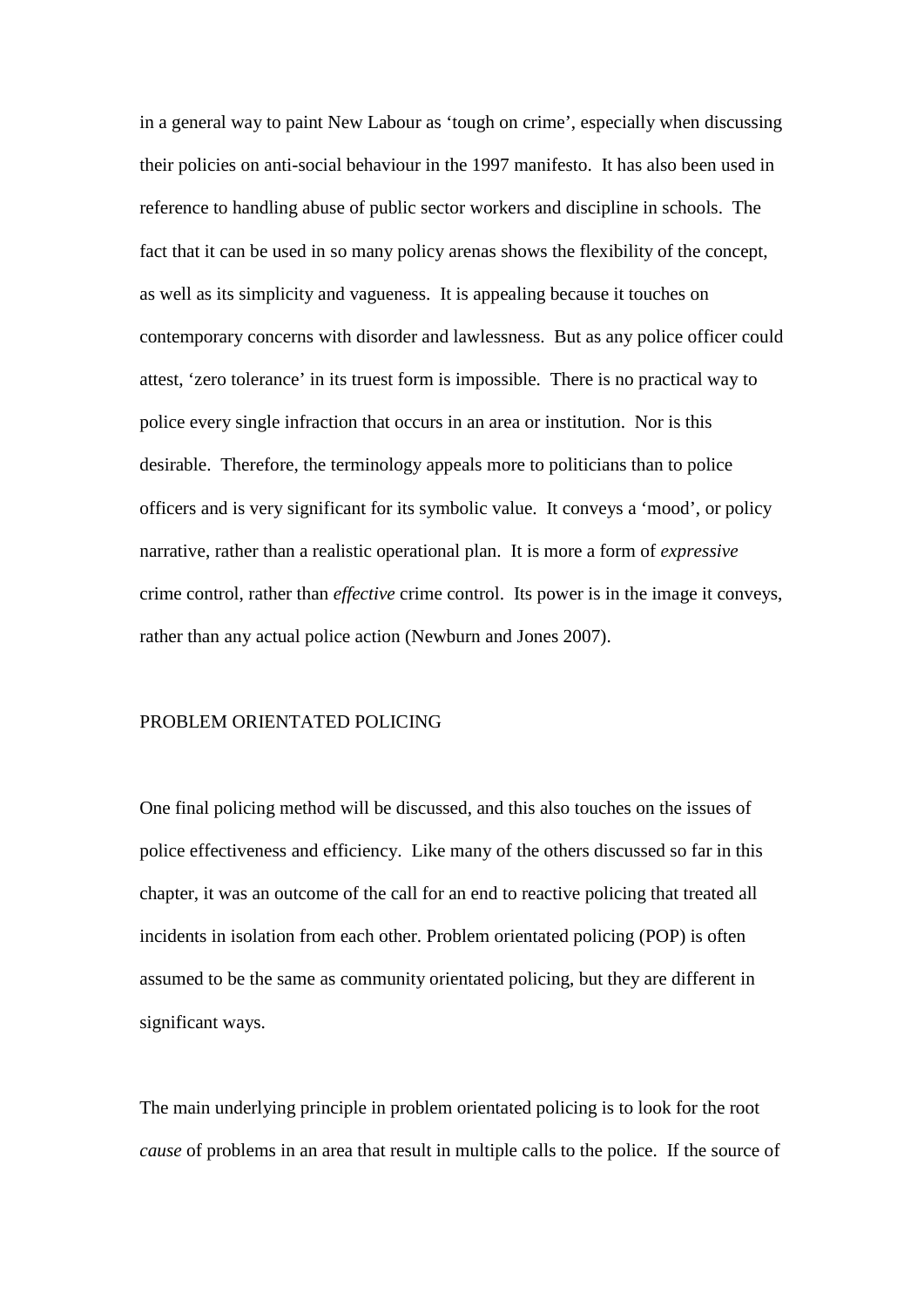in a general way to paint New Labour as 'tough on crime', especially when discussing their policies on anti-social behaviour in the 1997 manifesto. It has also been used in reference to handling abuse of public sector workers and discipline in schools. The fact that it can be used in so many policy arenas shows the flexibility of the concept, as well as its simplicity and vagueness. It is appealing because it touches on contemporary concerns with disorder and lawlessness. But as any police officer could attest, 'zero tolerance' in its truest form is impossible. There is no practical way to police every single infraction that occurs in an area or institution. Nor is this desirable. Therefore, the terminology appeals more to politicians than to police officers and is very significant for its symbolic value. It conveys a 'mood', or policy narrative, rather than a realistic operational plan. It is more a form of *expressive* crime control, rather than *effective* crime control. Its power is in the image it conveys, rather than any actual police action (Newburn and Jones 2007).

## PROBLEM ORIENTATED POLICING

One final policing method will be discussed, and this also touches on the issues of police effectiveness and efficiency. Like many of the others discussed so far in this chapter, it was an outcome of the call for an end to reactive policing that treated all incidents in isolation from each other. Problem orientated policing (POP) is often assumed to be the same as community orientated policing, but they are different in significant ways.

The main underlying principle in problem orientated policing is to look for the root *cause* of problems in an area that result in multiple calls to the police. If the source of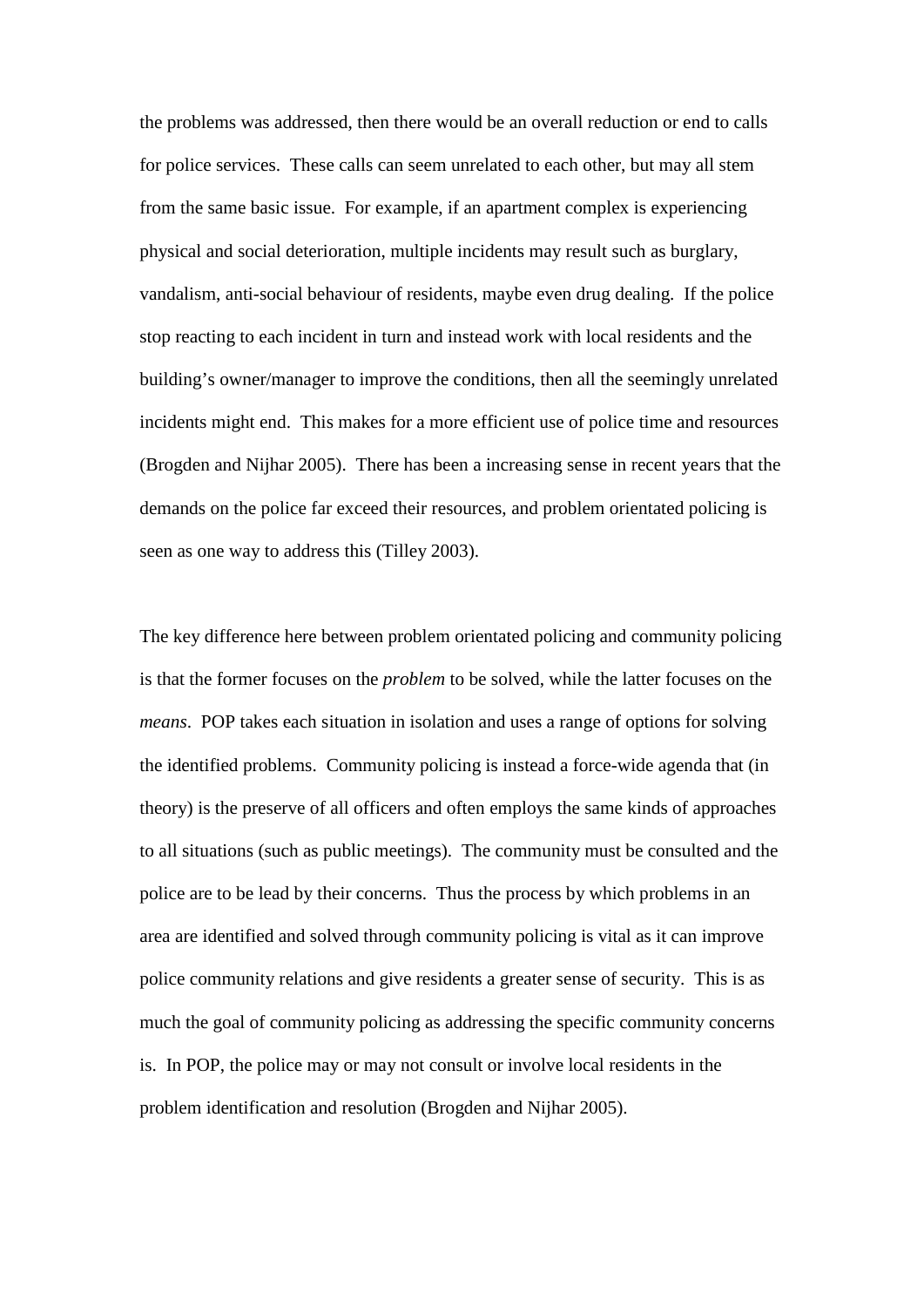the problems was addressed, then there would be an overall reduction or end to calls for police services. These calls can seem unrelated to each other, but may all stem from the same basic issue. For example, if an apartment complex is experiencing physical and social deterioration, multiple incidents may result such as burglary, vandalism, anti-social behaviour of residents, maybe even drug dealing. If the police stop reacting to each incident in turn and instead work with local residents and the building's owner/manager to improve the conditions, then all the seemingly unrelated incidents might end. This makes for a more efficient use of police time and resources (Brogden and Nijhar 2005). There has been a increasing sense in recent years that the demands on the police far exceed their resources, and problem orientated policing is seen as one way to address this (Tilley 2003).

The key difference here between problem orientated policing and community policing is that the former focuses on the *problem* to be solved, while the latter focuses on the *means*. POP takes each situation in isolation and uses a range of options for solving the identified problems. Community policing is instead a force-wide agenda that (in theory) is the preserve of all officers and often employs the same kinds of approaches to all situations (such as public meetings). The community must be consulted and the police are to be lead by their concerns. Thus the process by which problems in an area are identified and solved through community policing is vital as it can improve police community relations and give residents a greater sense of security. This is as much the goal of community policing as addressing the specific community concerns is. In POP, the police may or may not consult or involve local residents in the problem identification and resolution (Brogden and Nijhar 2005).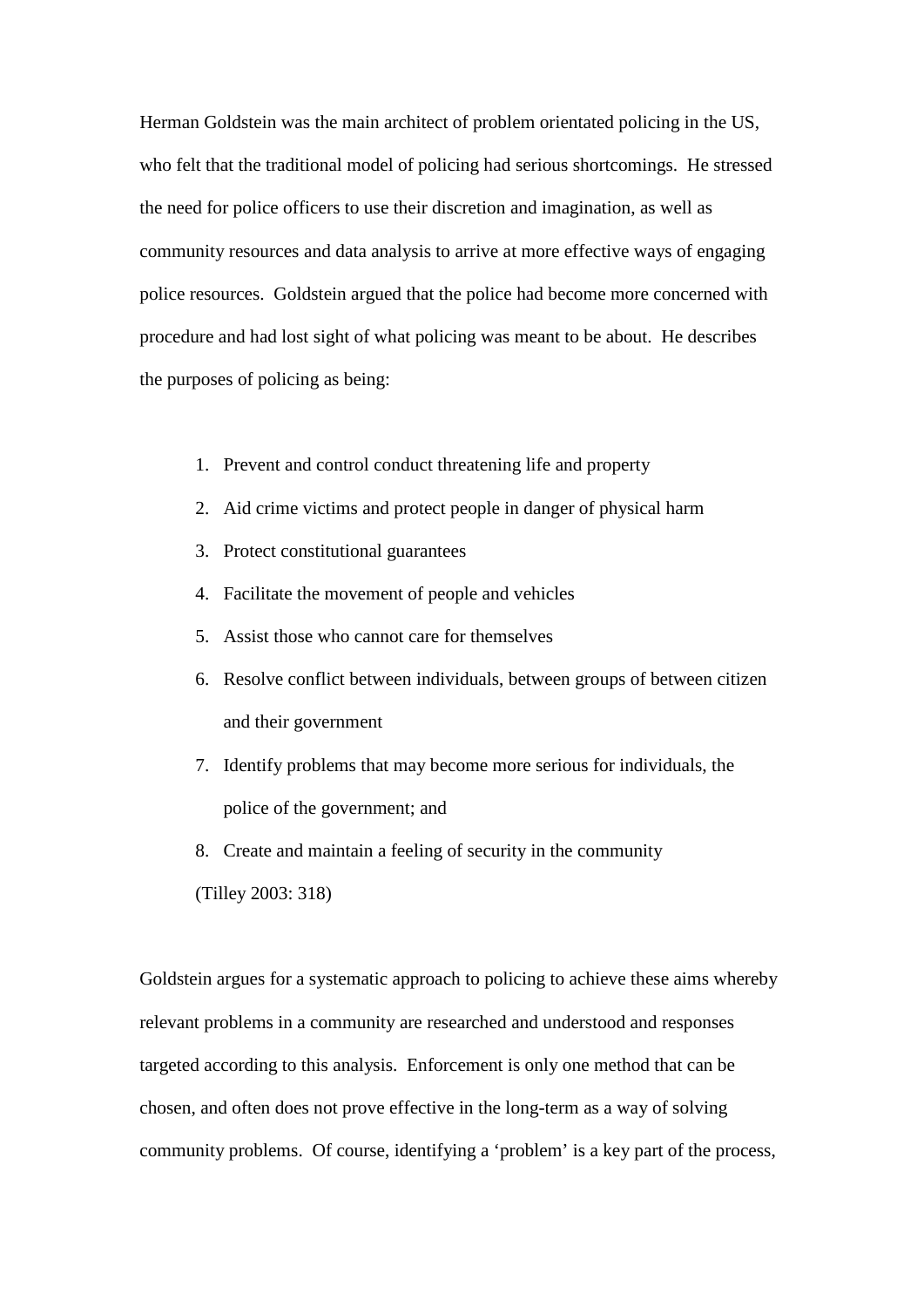Herman Goldstein was the main architect of problem orientated policing in the US, who felt that the traditional model of policing had serious shortcomings. He stressed the need for police officers to use their discretion and imagination, as well as community resources and data analysis to arrive at more effective ways of engaging police resources. Goldstein argued that the police had become more concerned with procedure and had lost sight of what policing was meant to be about. He describes the purposes of policing as being:

1. Prevent and control conduct threatening life and property
2. Aid crime victims and protect people in danger of physical harm
3. Protect constitutional guarantees
4. Facilitate the movement of people and vehicles
5. Assist those who cannot care for themselves
6. Resolve conflict between individuals, between groups of between citizen and their government
7. Identify problems that may become more serious for individuals, the police of the government; and
8. Create and maintain a feeling of security in the community

(Tilley 2003: 318)

Goldstein argues for a systematic approach to policing to achieve these aims whereby relevant problems in a community are researched and understood and responses targeted according to this analysis. Enforcement is only one method that can be chosen, and often does not prove effective in the long-term as a way of solving community problems. Of course, identifying a 'problem' is a key part of the process,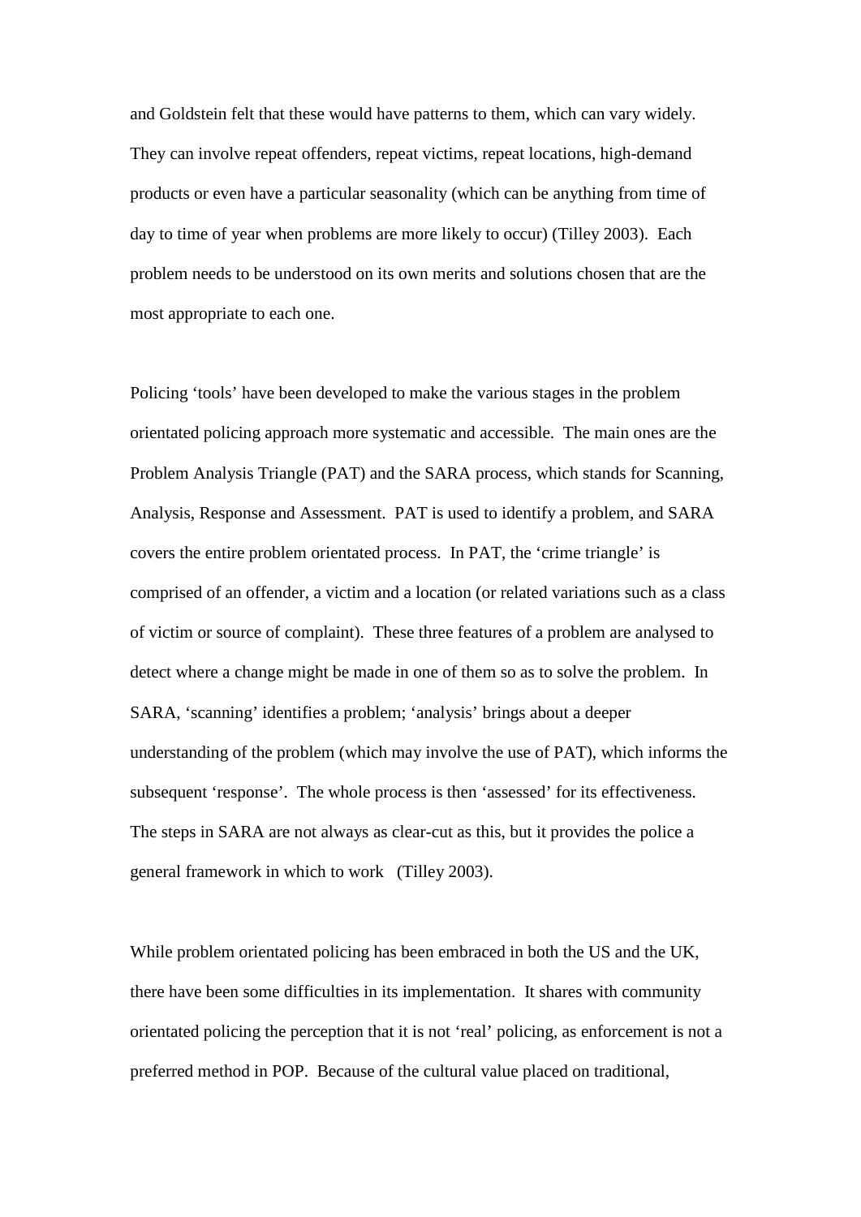and Goldstein felt that these would have patterns to them, which can vary widely. They can involve repeat offenders, repeat victims, repeat locations, high-demand products or even have a particular seasonality (which can be anything from time of day to time of year when problems are more likely to occur) (Tilley 2003). Each problem needs to be understood on its own merits and solutions chosen that are the most appropriate to each one.

Policing 'tools' have been developed to make the various stages in the problem orientated policing approach more systematic and accessible. The main ones are the Problem Analysis Triangle (PAT) and the SARA process, which stands for Scanning, Analysis, Response and Assessment. PAT is used to identify a problem, and SARA covers the entire problem orientated process. In PAT, the 'crime triangle' is comprised of an offender, a victim and a location (or related variations such as a class of victim or source of complaint). These three features of a problem are analysed to detect where a change might be made in one of them so as to solve the problem. In SARA, 'scanning' identifies a problem; 'analysis' brings about a deeper understanding of the problem (which may involve the use of PAT), which informs the subsequent 'response'. The whole process is then 'assessed' for its effectiveness. The steps in SARA are not always as clear-cut as this, but it provides the police a general framework in which to work (Tilley 2003).

While problem orientated policing has been embraced in both the US and the UK, there have been some difficulties in its implementation. It shares with community orientated policing the perception that it is not 'real' policing, as enforcement is not a preferred method in POP. Because of the cultural value placed on traditional,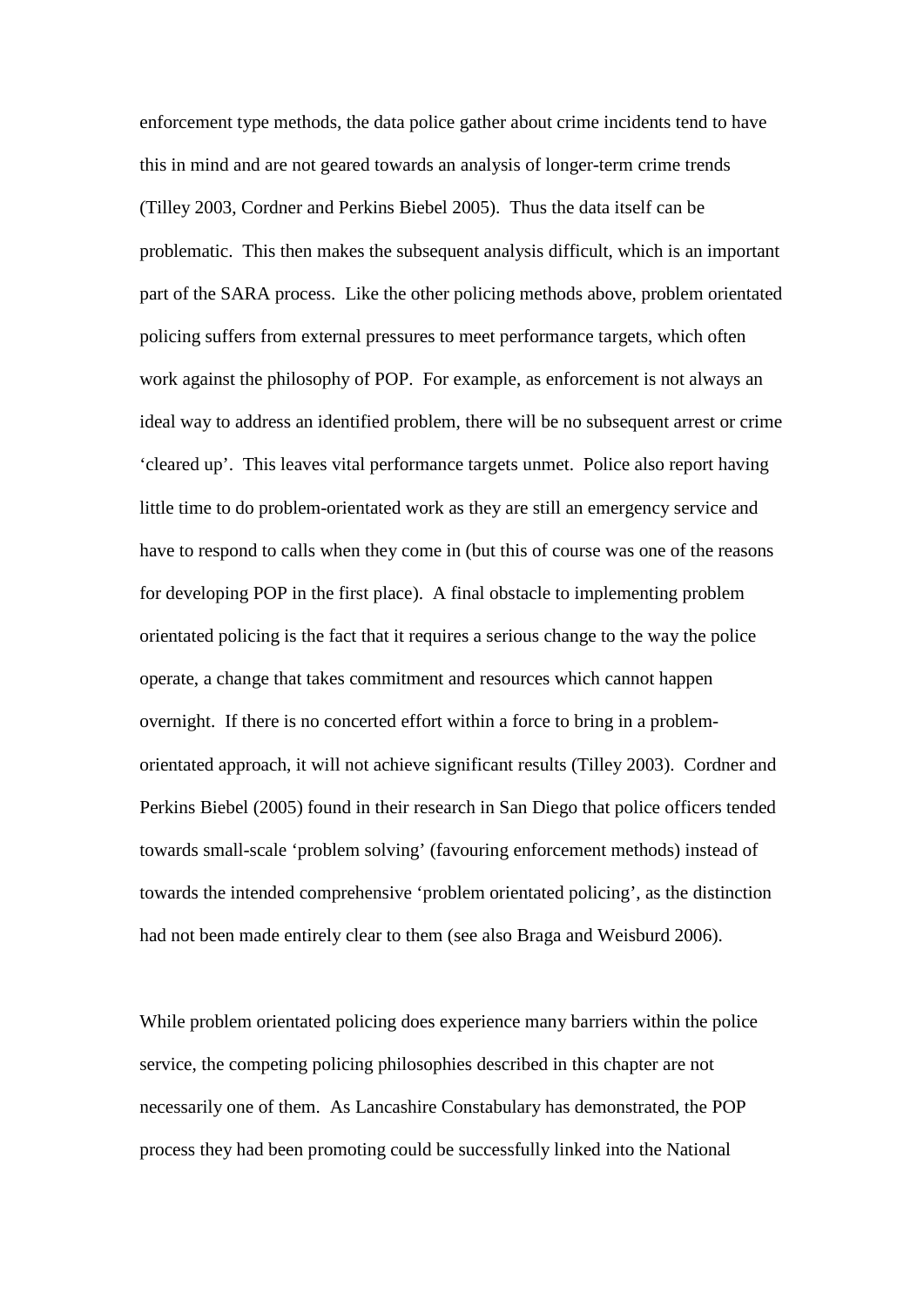enforcement type methods, the data police gather about crime incidents tend to have this in mind and are not geared towards an analysis of longer-term crime trends (Tilley 2003, Cordner and Perkins Biebel 2005). Thus the data itself can be problematic. This then makes the subsequent analysis difficult, which is an important part of the SARA process. Like the other policing methods above, problem orientated policing suffers from external pressures to meet performance targets, which often work against the philosophy of POP. For example, as enforcement is not always an ideal way to address an identified problem, there will be no subsequent arrest or crime 'cleared up'. This leaves vital performance targets unmet. Police also report having little time to do problem-orientated work as they are still an emergency service and have to respond to calls when they come in (but this of course was one of the reasons for developing POP in the first place). A final obstacle to implementing problem orientated policing is the fact that it requires a serious change to the way the police operate, a change that takes commitment and resources which cannot happen overnight. If there is no concerted effort within a force to bring in a problem-orientated approach, it will not achieve significant results (Tilley 2003). Cordner and Perkins Biebel (2005) found in their research in San Diego that police officers tended towards small-scale 'problem solving' (favouring enforcement methods) instead of towards the intended comprehensive 'problem orientated policing', as the distinction had not been made entirely clear to them (see also Braga and Weisburd 2006).

While problem orientated policing does experience many barriers within the police service, the competing policing philosophies described in this chapter are not necessarily one of them. As Lancashire Constabulary has demonstrated, the POP process they had been promoting could be successfully linked into the National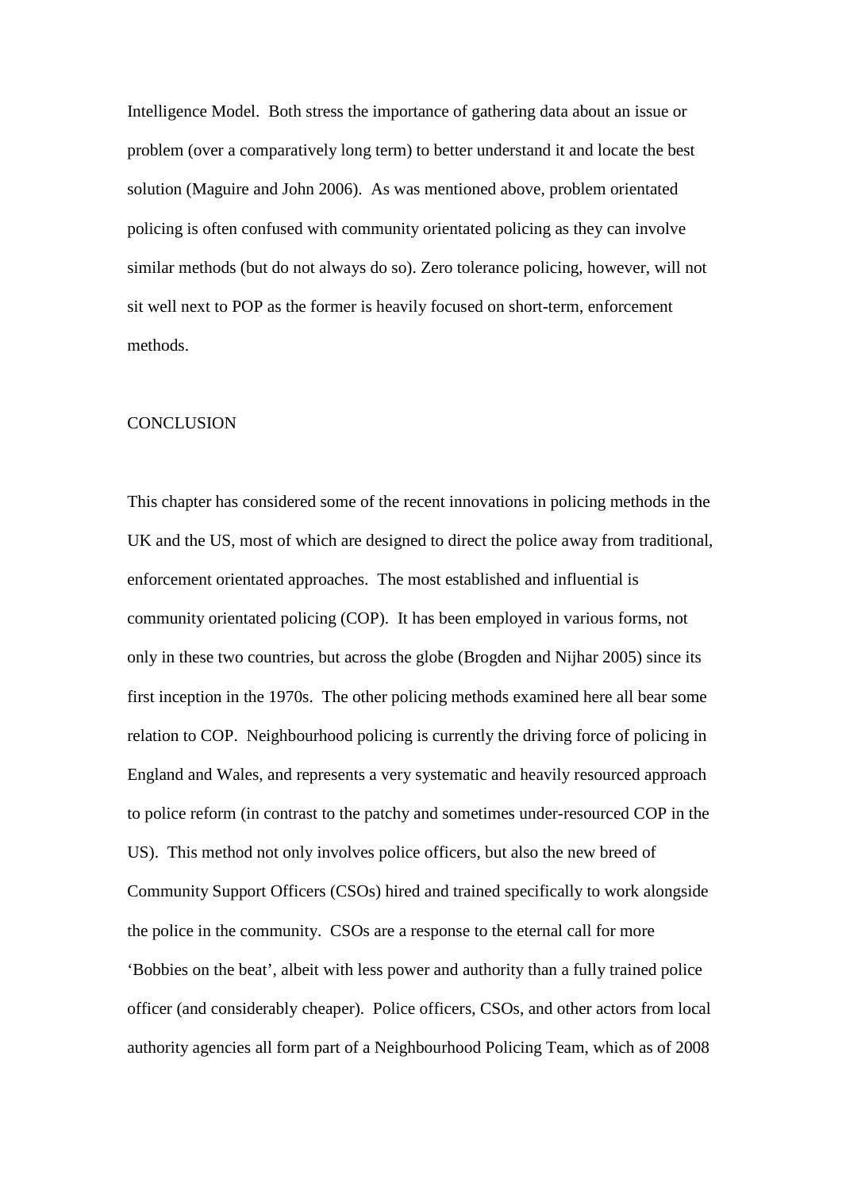Intelligence Model. Both stress the importance of gathering data about an issue or problem (over a comparatively long term) to better understand it and locate the best solution (Maguire and John 2006). As was mentioned above, problem orientated policing is often confused with community orientated policing as they can involve similar methods (but do not always do so). Zero tolerance policing, however, will not sit well next to POP as the former is heavily focused on short-term, enforcement methods.

## CONCLUSION

This chapter has considered some of the recent innovations in policing methods in the UK and the US, most of which are designed to direct the police away from traditional, enforcement orientated approaches. The most established and influential is community orientated policing (COP). It has been employed in various forms, not only in these two countries, but across the globe (Brogden and Nijhar 2005) since its first inception in the 1970s. The other policing methods examined here all bear some relation to COP. Neighbourhood policing is currently the driving force of policing in England and Wales, and represents a very systematic and heavily resourced approach to police reform (in contrast to the patchy and sometimes under-resourced COP in the US). This method not only involves police officers, but also the new breed of Community Support Officers (CSOs) hired and trained specifically to work alongside the police in the community. CSOs are a response to the eternal call for more 'Bobbies on the beat', albeit with less power and authority than a fully trained police officer (and considerably cheaper). Police officers, CSOs, and other actors from local authority agencies all form part of a Neighbourhood Policing Team, which as of 2008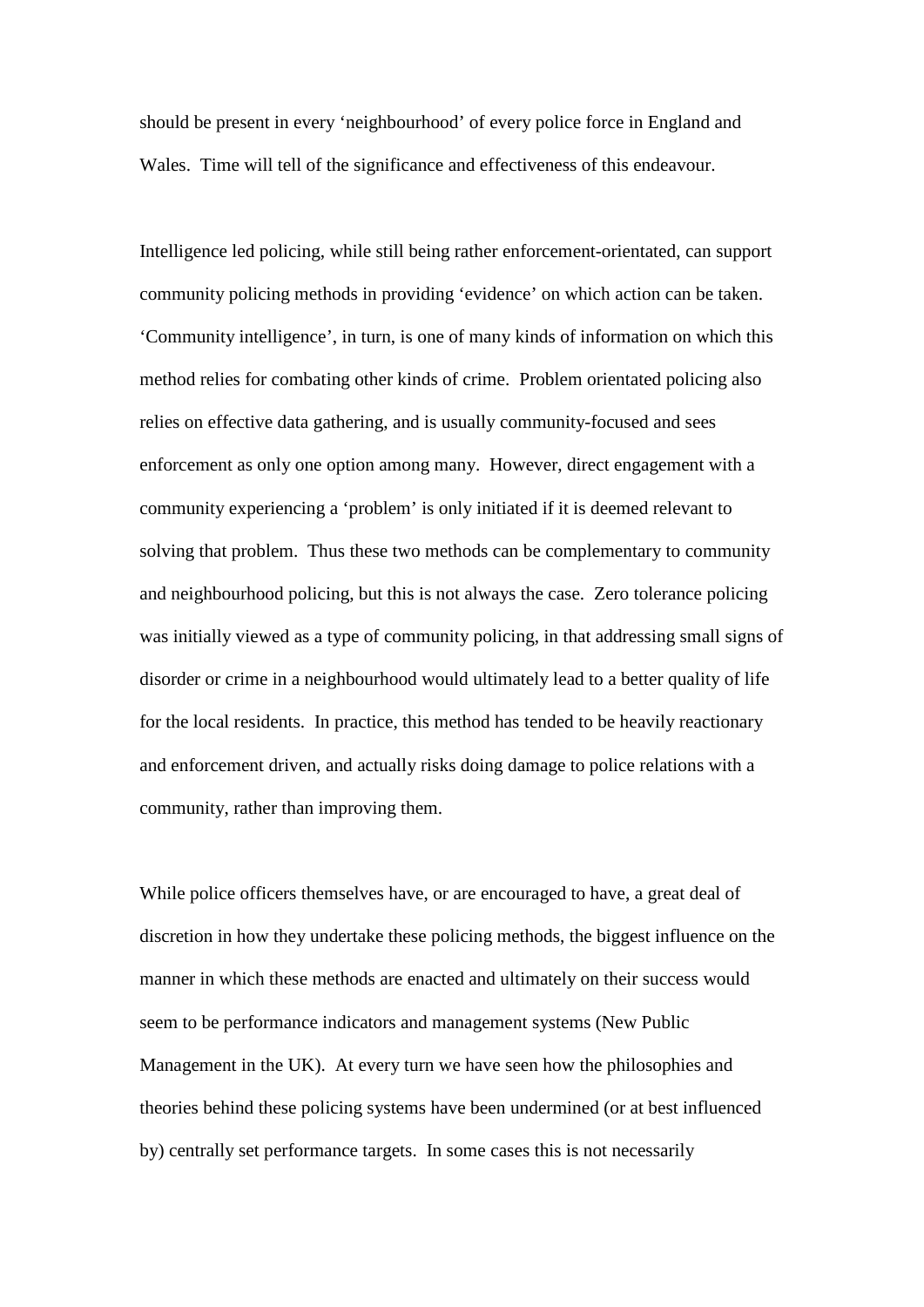should be present in every 'neighbourhood' of every police force in England and Wales. Time will tell of the significance and effectiveness of this endeavour.

Intelligence led policing, while still being rather enforcement-orientated, can support community policing methods in providing 'evidence' on which action can be taken. 'Community intelligence', in turn, is one of many kinds of information on which this method relies for combating other kinds of crime. Problem orientated policing also relies on effective data gathering, and is usually community-focused and sees enforcement as only one option among many. However, direct engagement with a community experiencing a 'problem' is only initiated if it is deemed relevant to solving that problem. Thus these two methods can be complementary to community and neighbourhood policing, but this is not always the case. Zero tolerance policing was initially viewed as a type of community policing, in that addressing small signs of disorder or crime in a neighbourhood would ultimately lead to a better quality of life for the local residents. In practice, this method has tended to be heavily reactionary and enforcement driven, and actually risks doing damage to police relations with a community, rather than improving them.

While police officers themselves have, or are encouraged to have, a great deal of discretion in how they undertake these policing methods, the biggest influence on the manner in which these methods are enacted and ultimately on their success would seem to be performance indicators and management systems (New Public Management in the UK). At every turn we have seen how the philosophies and theories behind these policing systems have been undermined (or at best influenced by) centrally set performance targets. In some cases this is not necessarily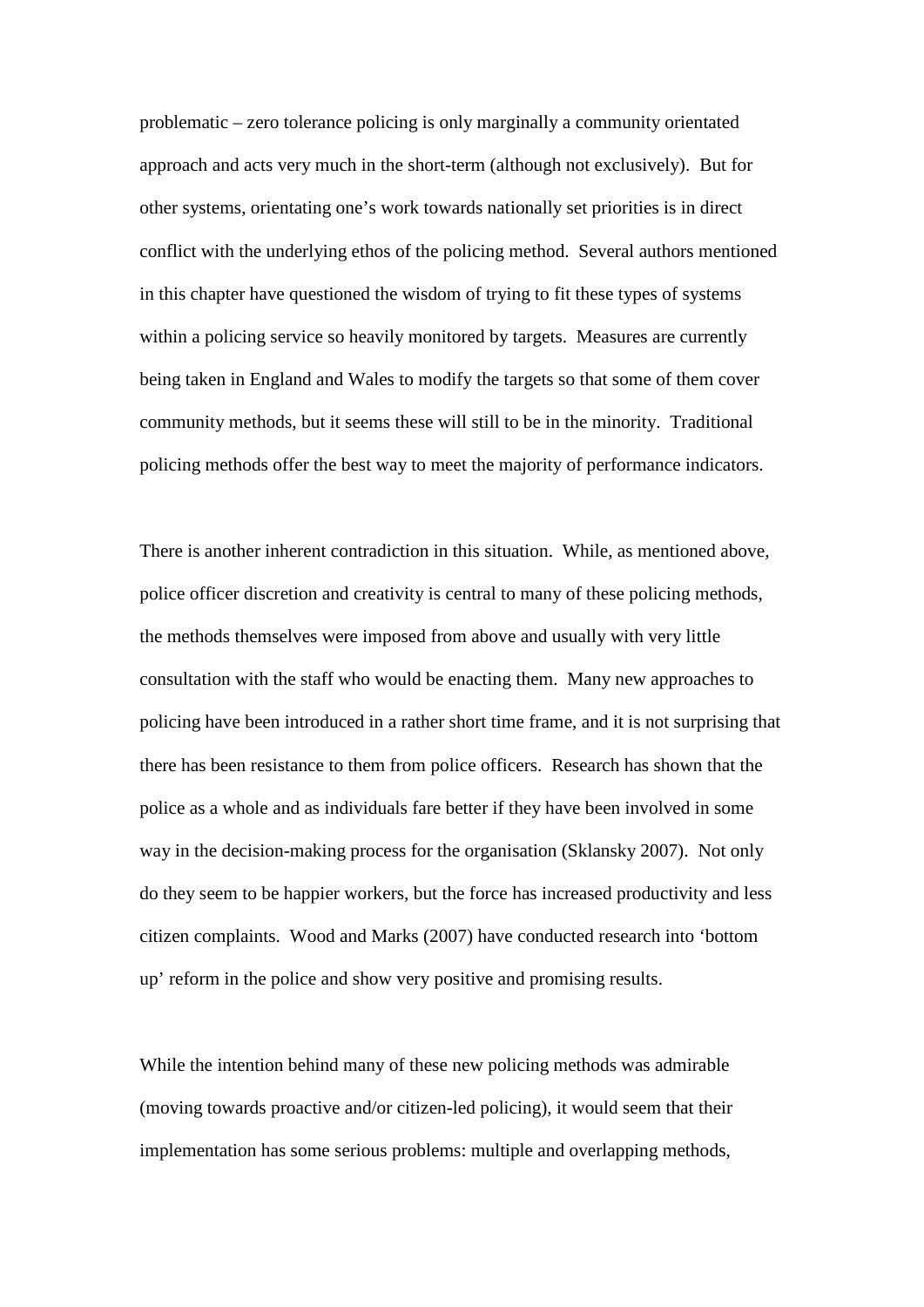problematic – zero tolerance policing is only marginally a community orientated approach and acts very much in the short-term (although not exclusively). But for other systems, orientating one's work towards nationally set priorities is in direct conflict with the underlying ethos of the policing method. Several authors mentioned in this chapter have questioned the wisdom of trying to fit these types of systems within a policing service so heavily monitored by targets. Measures are currently being taken in England and Wales to modify the targets so that some of them cover community methods, but it seems these will still to be in the minority. Traditional policing methods offer the best way to meet the majority of performance indicators.

There is another inherent contradiction in this situation. While, as mentioned above, police officer discretion and creativity is central to many of these policing methods, the methods themselves were imposed from above and usually with very little consultation with the staff who would be enacting them. Many new approaches to policing have been introduced in a rather short time frame, and it is not surprising that there has been resistance to them from police officers. Research has shown that the police as a whole and as individuals fare better if they have been involved in some way in the decision-making process for the organisation (Sklansky 2007). Not only do they seem to be happier workers, but the force has increased productivity and less citizen complaints. Wood and Marks (2007) have conducted research into 'bottom up' reform in the police and show very positive and promising results.

While the intention behind many of these new policing methods was admirable (moving towards proactive and/or citizen-led policing), it would seem that their implementation has some serious problems: multiple and overlapping methods,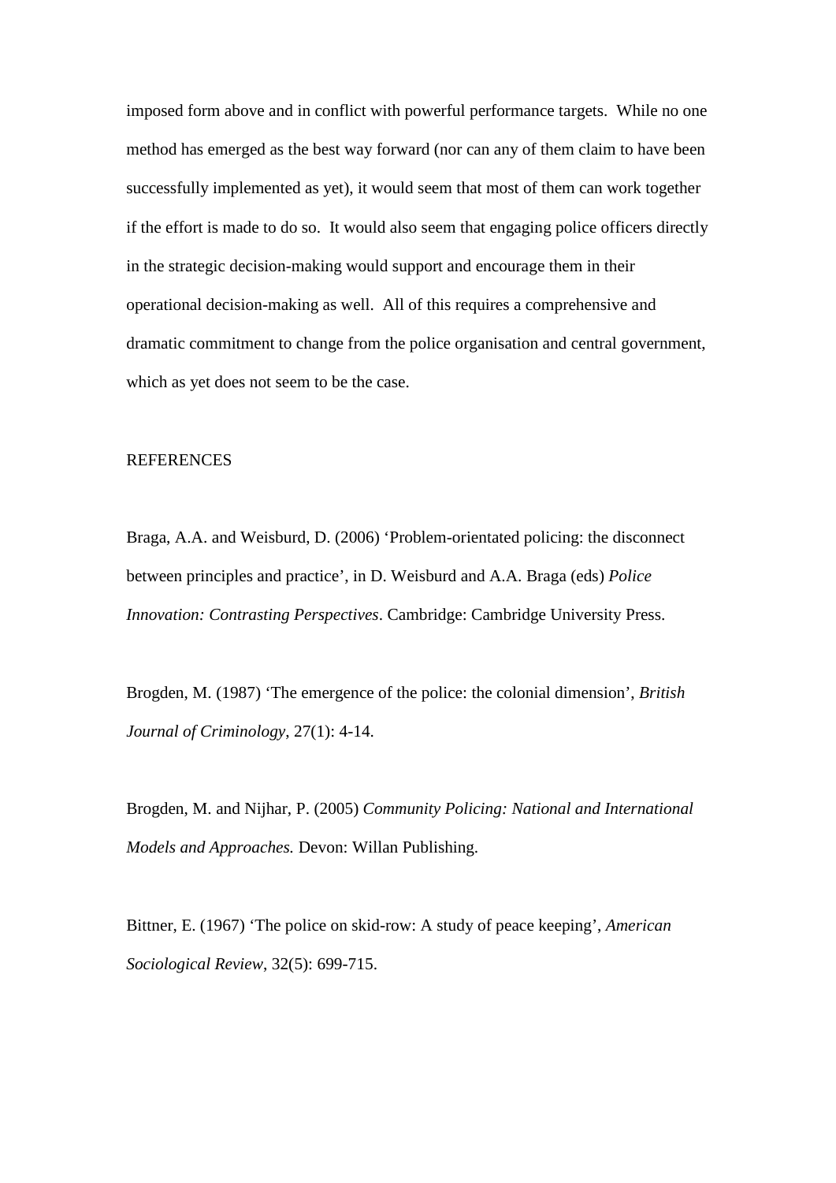imposed form above and in conflict with powerful performance targets. While no one method has emerged as the best way forward (nor can any of them claim to have been successfully implemented as yet), it would seem that most of them can work together if the effort is made to do so. It would also seem that engaging police officers directly in the strategic decision-making would support and encourage them in their operational decision-making as well. All of this requires a comprehensive and dramatic commitment to change from the police organisation and central government, which as yet does not seem to be the case.

## REFERENCES

Braga, A.A. and Weisburd, D. (2006) 'Problem-orientated policing: the disconnect between principles and practice', in D. Weisburd and A.A. Braga (eds) *Police Innovation: Contrasting Perspectives*. Cambridge: Cambridge University Press.

Brogden, M. (1987) 'The emergence of the police: the colonial dimension', *British Journal of Criminology*, 27(1): 4-14.

Brogden, M. and Nijhar, P. (2005) *Community Policing: National and International Models and Approaches.* Devon: Willan Publishing.

Bittner, E. (1967) 'The police on skid-row: A study of peace keeping', *American Sociological Review*, 32(5): 699-715.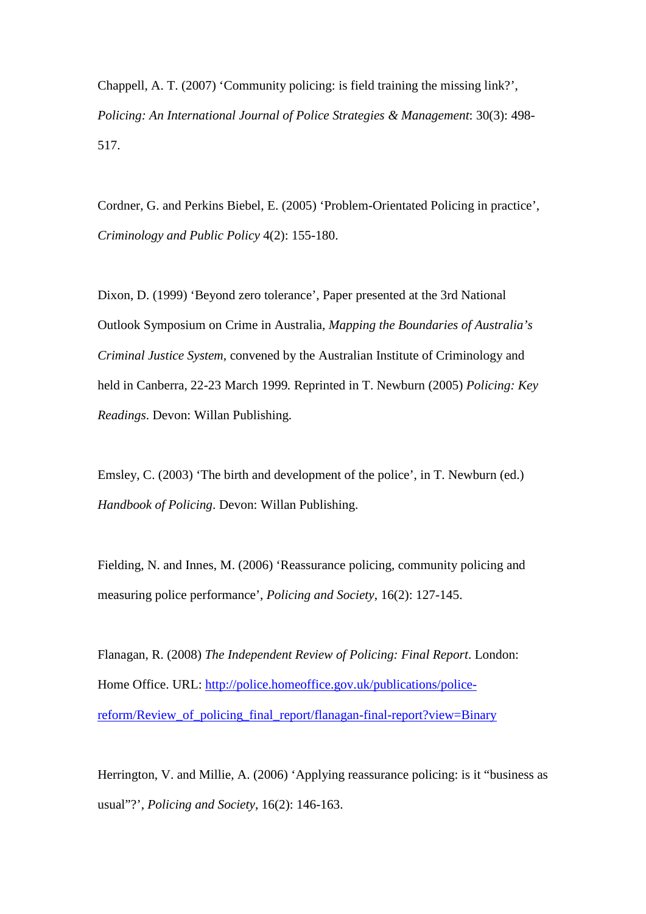Chappell, A. T. (2007) ‘Community policing: is field training the missing link?’, *Policing: An International Journal of Police Strategies & Management*: 30(3): 498-517.

Cordner, G. and Perkins Biebel, E. (2005) ‘Problem-Orientated Policing in practice’, *Criminology and Public Policy* 4(2): 155-180.

Dixon, D. (1999) ‘Beyond zero tolerance’, Paper presented at the 3rd National Outlook Symposium on Crime in Australia, *Mapping the Boundaries of Australia’s Criminal Justice System*, convened by the Australian Institute of Criminology and held in Canberra, 22-23 March 1999. Reprinted in T. Newburn (2005) *Policing: Key Readings*. Devon: Willan Publishing.

Emsley, C. (2003) ‘The birth and development of the police’, in T. Newburn (ed.) *Handbook of Policing*. Devon: Willan Publishing.

Fielding, N. and Innes, M. (2006) ‘Reassurance policing, community policing and measuring police performance’, *Policing and Society*, 16(2): 127-145.

Flanagan, R. (2008) *The Independent Review of Policing: Final Report*. London: Home Office. URL: [http://police.homeoffice.gov.uk/publications/police-reform/Review_of_policing_final_report/flanagan-final-report?view=Binary](http://police.homeoffice.gov.uk/publications/police-reform/Review_of_policing_final_report/flanagan-final-report?view=Binary)

Herrington, V. and Millie, A. (2006) ‘Applying reassurance policing: is it “business as usual”?’, *Policing and Society*, 16(2): 146-163.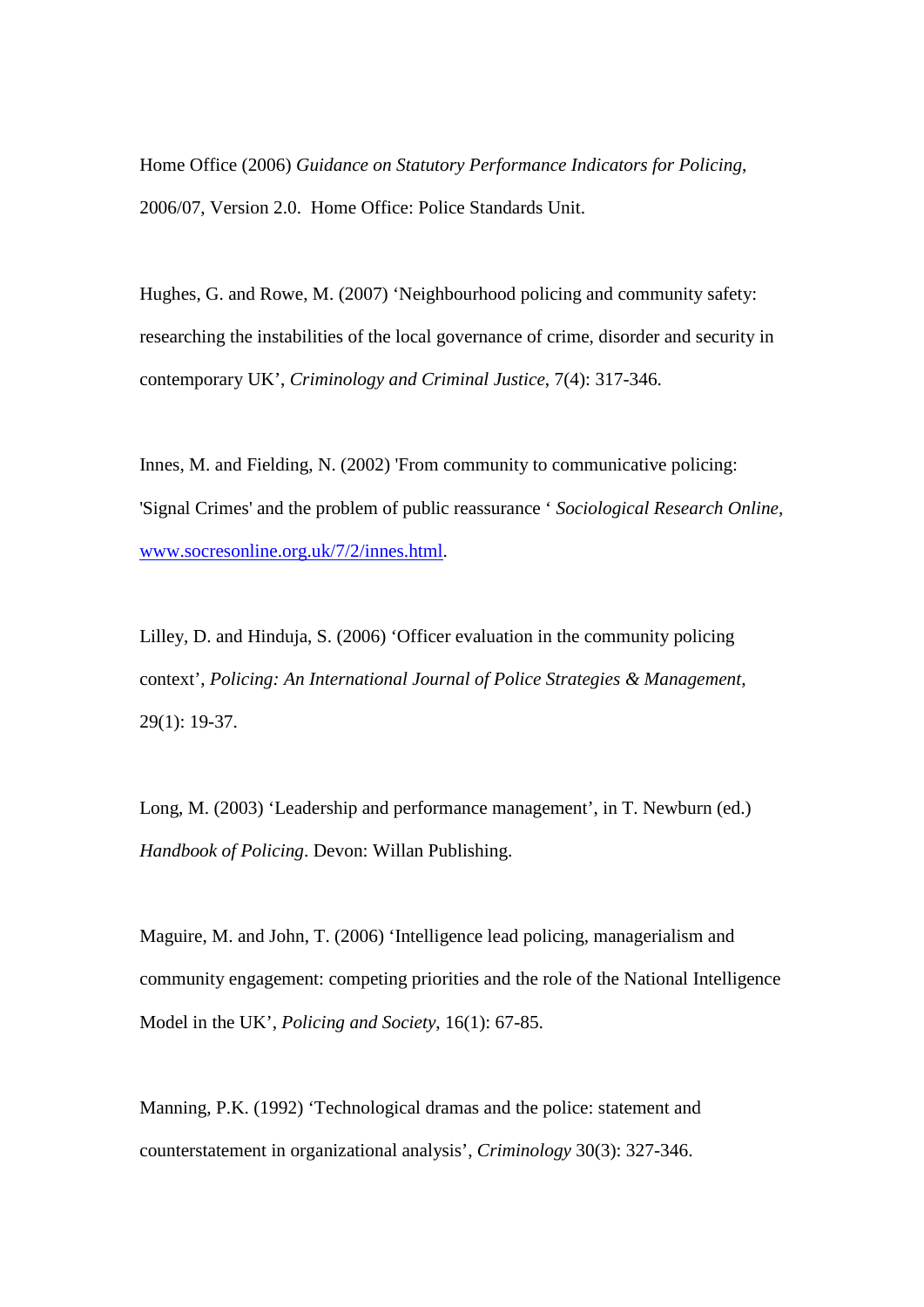Home Office (2006) *Guidance on Statutory Performance Indicators for Policing*, 2006/07, Version 2.0. Home Office: Police Standards Unit.

Hughes, G. and Rowe, M. (2007) ‘Neighbourhood policing and community safety: researching the instabilities of the local governance of crime, disorder and security in contemporary UK’, *Criminology and Criminal Justice*, 7(4): 317-346.

Innes, M. and Fielding, N. (2002) 'From community to communicative policing: 'Signal Crimes' and the problem of public reassurance ‘ *Sociological Research Online*, www.socresonline.org.uk/7/2/innes.html.

Lilley, D. and Hinduja, S. (2006) ‘Officer evaluation in the community policing context’, *Policing: An International Journal of Police Strategies & Management*, 29(1): 19-37.

Long, M. (2003) ‘Leadership and performance management’, in T. Newburn (ed.) *Handbook of Policing*. Devon: Willan Publishing.

Maguire, M. and John, T. (2006) ‘Intelligence lead policing, managerialism and community engagement: competing priorities and the role of the National Intelligence Model in the UK’, *Policing and Society*, 16(1): 67-85.

Manning, P.K. (1992) ‘Technological dramas and the police: statement and counterstatement in organizational analysis’, *Criminology* 30(3): 327-346.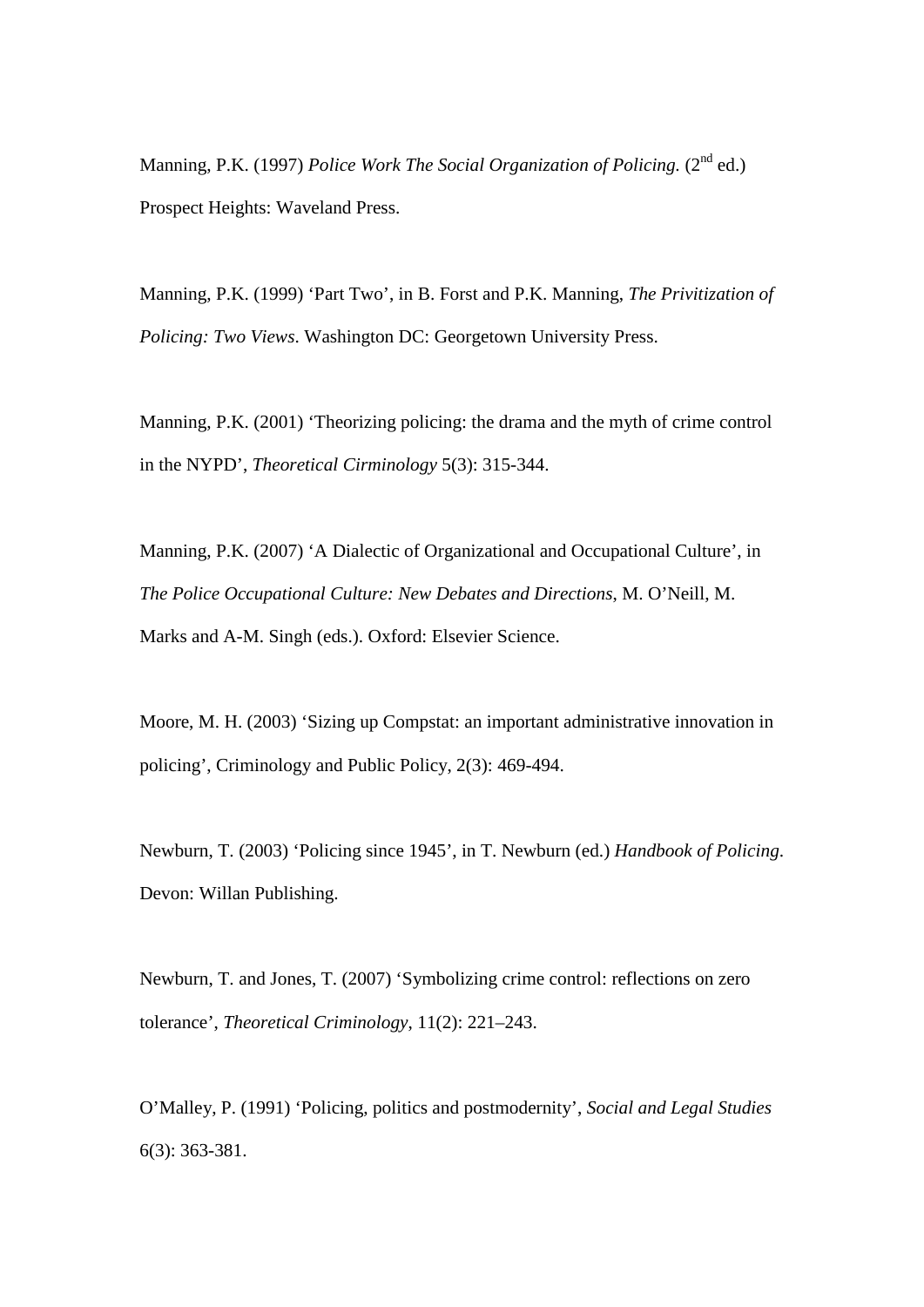Manning, P.K. (1997) *Police Work The Social Organization of Policing.* (2nd ed.) Prospect Heights: Waveland Press.

Manning, P.K. (1999) 'Part Two', in B. Forst and P.K. Manning, *The Privitization of Policing: Two Views*. Washington DC: Georgetown University Press.

Manning, P.K. (2001) 'Theorizing policing: the drama and the myth of crime control in the NYPD', *Theoretical Cirminology* 5(3): 315-344.

Manning, P.K. (2007) 'A Dialectic of Organizational and Occupational Culture', in *The Police Occupational Culture: New Debates and Directions*, M. O'Neill, M. Marks and A-M. Singh (eds.). Oxford: Elsevier Science.

Moore, M. H. (2003) 'Sizing up Compstat: an important administrative innovation in policing', Criminology and Public Policy, 2(3): 469-494.

Newburn, T. (2003) 'Policing since 1945', in T. Newburn (ed.) *Handbook of Policing*. Devon: Willan Publishing.

Newburn, T. and Jones, T. (2007) 'Symbolizing crime control: reflections on zero tolerance', *Theoretical Criminology*, 11(2): 221–243.

O'Malley, P. (1991) 'Policing, politics and postmodernity', *Social and Legal Studies* 6(3): 363-381.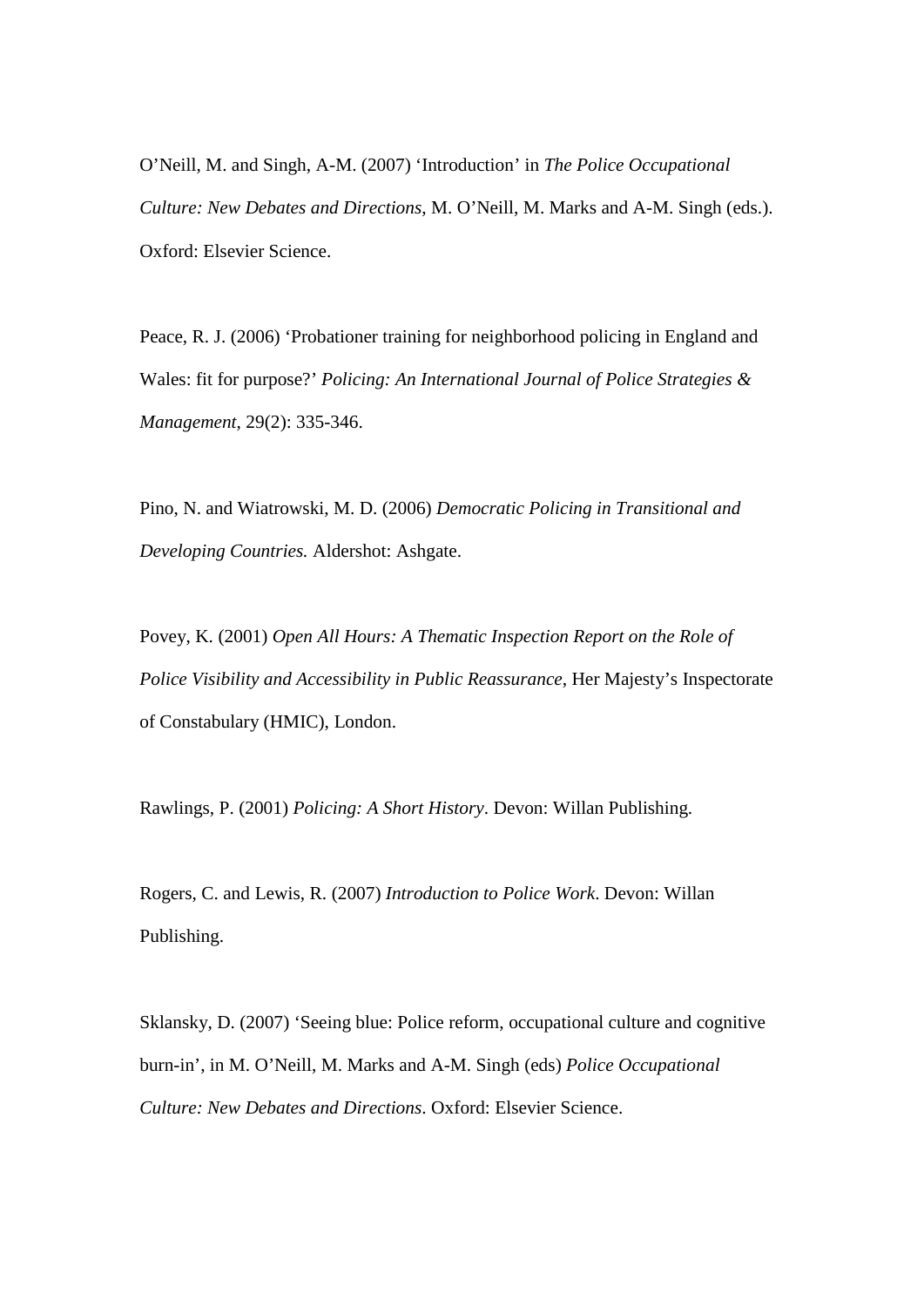O'Neill, M. and Singh, A-M. (2007) 'Introduction' in *The Police Occupational Culture: New Debates and Directions*, M. O'Neill, M. Marks and A-M. Singh (eds.). Oxford: Elsevier Science.

Peace, R. J. (2006) 'Probationer training for neighborhood policing in England and Wales: fit for purpose?' *Policing: An International Journal of Police Strategies & Management*, 29(2): 335-346.

Pino, N. and Wiatrowski, M. D. (2006) *Democratic Policing in Transitional and Developing Countries.* Aldershot: Ashgate.

Povey, K. (2001) *Open All Hours: A Thematic Inspection Report on the Role of Police Visibility and Accessibility in Public Reassurance*, Her Majesty's Inspectorate of Constabulary (HMIC), London.

Rawlings, P. (2001) *Policing: A Short History*. Devon: Willan Publishing.

Rogers, C. and Lewis, R. (2007) *Introduction to Police Work*. Devon: Willan Publishing.

Sklansky, D. (2007) 'Seeing blue: Police reform, occupational culture and cognitive burn-in', in M. O'Neill, M. Marks and A-M. Singh (eds) *Police Occupational Culture: New Debates and Directions*. Oxford: Elsevier Science.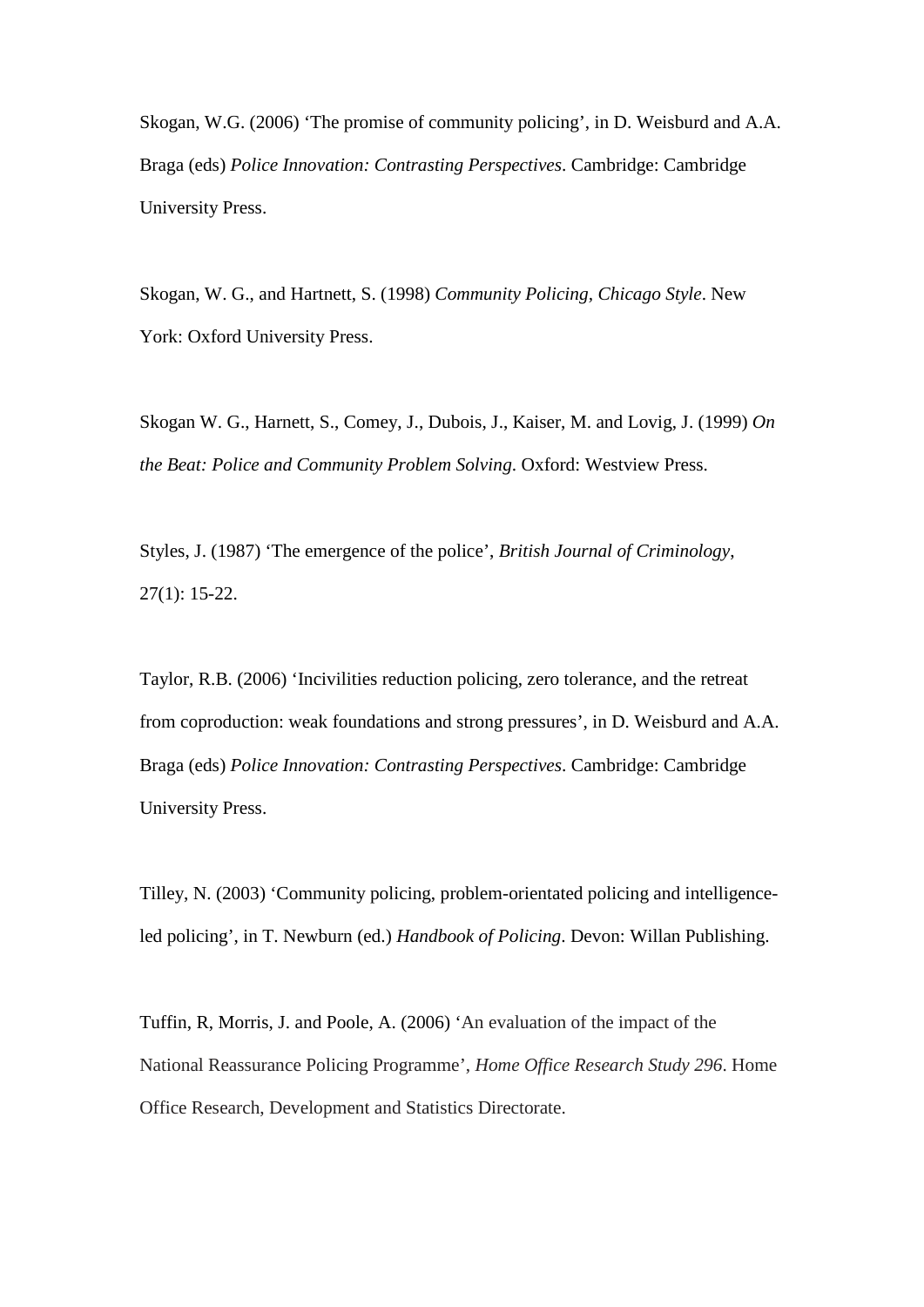Skogan, W.G. (2006) 'The promise of community policing', in D. Weisburd and A.A. Braga (eds) *Police Innovation: Contrasting Perspectives*. Cambridge: Cambridge University Press.

Skogan, W. G., and Hartnett, S. (1998) *Community Policing, Chicago Style*. New York: Oxford University Press.

Skogan W. G., Harnett, S., Comey, J., Dubois, J., Kaiser, M. and Lovig, J. (1999) *On the Beat: Police and Community Problem Solving*. Oxford: Westview Press.

Styles, J. (1987) 'The emergence of the police', *British Journal of Criminology*, 27(1): 15-22.

Taylor, R.B. (2006) 'Incivilities reduction policing, zero tolerance, and the retreat from coproduction: weak foundations and strong pressures', in D. Weisburd and A.A. Braga (eds) *Police Innovation: Contrasting Perspectives*. Cambridge: Cambridge University Press.

Tilley, N. (2003) 'Community policing, problem-orientated policing and intelligence-led policing', in T. Newburn (ed.) *Handbook of Policing*. Devon: Willan Publishing.

Tuffin, R, Morris, J. and Poole, A. (2006) 'An evaluation of the impact of the National Reassurance Policing Programme', *Home Office Research Study 296*. Home Office Research, Development and Statistics Directorate.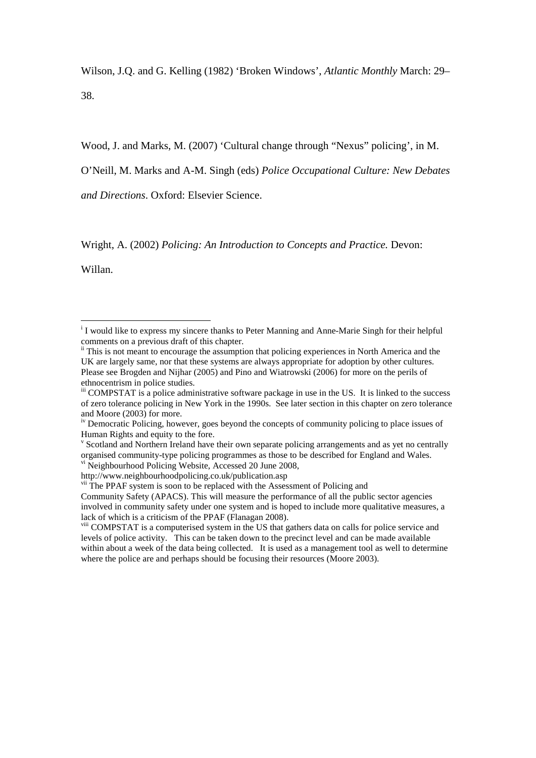Wilson, J.Q. and G. Kelling (1982) 'Broken Windows', *Atlantic Monthly* March: 29–38.

Wood, J. and Marks, M. (2007) 'Cultural change through "Nexus" policing', in M. O'Neill, M. Marks and A-M. Singh (eds) *Police Occupational Culture: New Debates and Directions*. Oxford: Elsevier Science.

Wright, A. (2002) *Policing: An Introduction to Concepts and Practice.* Devon: Willan.

---

[i] I would like to express my sincere thanks to Peter Manning and Anne-Marie Singh for their helpful comments on a previous draft of this chapter.

[ii] This is not meant to encourage the assumption that policing experiences in North America and the UK are largely same, nor that these systems are always appropriate for adoption by other cultures. Please see Brogden and Nijhar (2005) and Pino and Wiatrowski (2006) for more on the perils of ethnocentrism in police studies.

[iii] COMPSTAT is a police administrative software package in use in the US. It is linked to the success of zero tolerance policing in New York in the 1990s. See later section in this chapter on zero tolerance and Moore (2003) for more.

[iv] Democratic Policing, however, goes beyond the concepts of community policing to place issues of Human Rights and equity to the fore.

[v] Scotland and Northern Ireland have their own separate policing arrangements and as yet no centrally organised community-type policing programmes as those to be described for England and Wales.

[vi] Neighbourhood Policing Website, Accessed 20 June 2008, http://www.neighbourhoodpolicing.co.uk/publication.asp

[vii] The PPAF system is soon to be replaced with the Assessment of Policing and Community Safety (APACS). This will measure the performance of all the public sector agencies involved in community safety under one system and is hoped to include more qualitative measures, a lack of which is a criticism of the PPAF (Flanagan 2008).

[viii] COMPSTAT is a computerised system in the US that gathers data on calls for police service and levels of police activity. This can be taken down to the precinct level and can be made available within about a week of the data being collected. It is used as a management tool as well to determine where the police are and perhaps should be focusing their resources (Moore 2003).